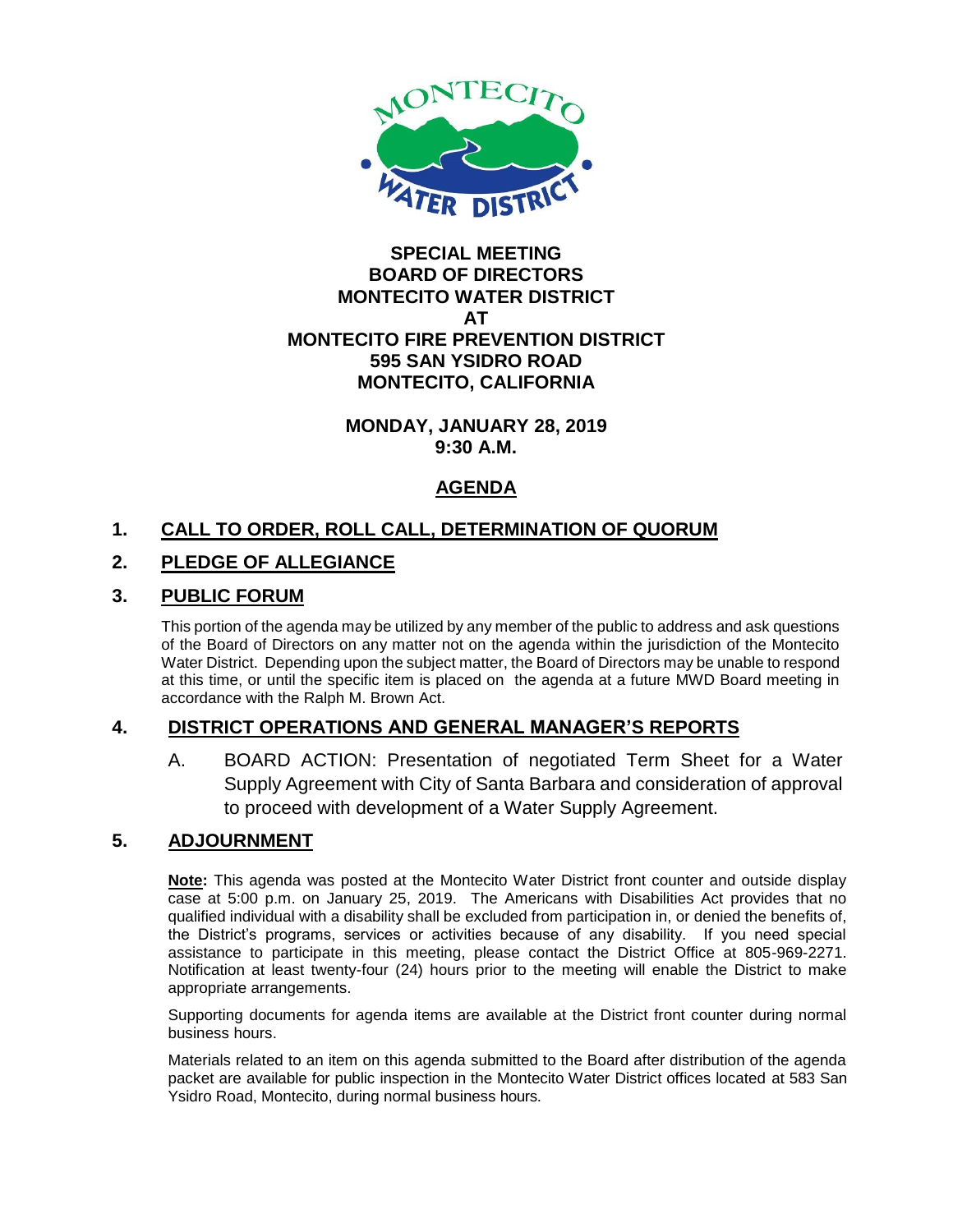# SPECIAL MEETING
# BOARD OF DIRECTORS
# MONTECITO WATER DISTRICT
# AT
# MONTECITO FIRE PREVENTION DISTRICT
# 595 SAN YSIDRO ROAD
# MONTECITO, CALIFORNIA

**MONDAY, JANUARY 28, 2019**
**9:30 A.M.**

## AGENDA

## 1. CALL TO ORDER, ROLL CALL, DETERMINATION OF QUORUM

## 2. PLEDGE OF ALLEGIANCE

## 3. PUBLIC FORUM

This portion of the agenda may be utilized by any member of the public to address and ask questions of the Board of Directors on any matter not on the agenda within the jurisdiction of the Montecito Water District. Depending upon the subject matter, the Board of Directors may be unable to respond at this time, or until the specific item is placed on the agenda at a future MWD Board meeting in accordance with the Ralph M. Brown Act.

## 4. DISTRICT OPERATIONS AND GENERAL MANAGER'S REPORTS

A. BOARD ACTION: Presentation of negotiated Term Sheet for a Water Supply Agreement with City of Santa Barbara and consideration of approval to proceed with development of a Water Supply Agreement.

## 5. ADJOURNMENT

**Note:** This agenda was posted at the Montecito Water District front counter and outside display case at 5:00 p.m. on January 25, 2019. The Americans with Disabilities Act provides that no qualified individual with a disability shall be excluded from participation in, or denied the benefits of, the District's programs, services or activities because of any disability. If you need special assistance to participate in this meeting, please contact the District Office at 805-969-2271. Notification at least twenty-four (24) hours prior to the meeting will enable the District to make appropriate arrangements.

Supporting documents for agenda items are available at the District front counter during normal business hours.

Materials related to an item on this agenda submitted to the Board after distribution of the agenda packet are available for public inspection in the Montecito Water District offices located at 583 San Ysidro Road, Montecito, during normal business hours.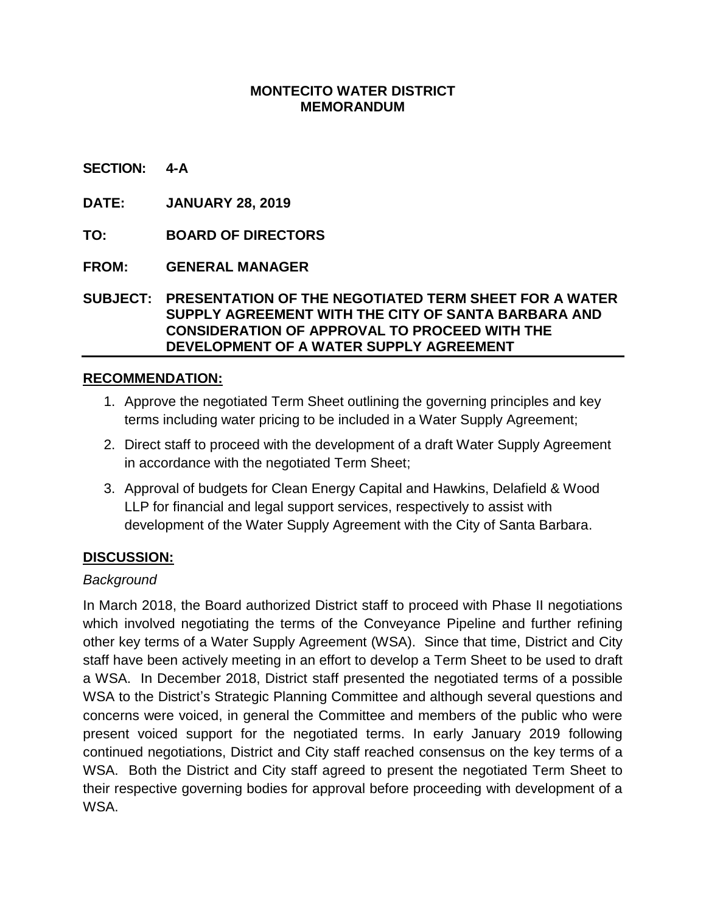**MONTECITO WATER DISTRICT**
**MEMORANDUM**

**SECTION: 4-A**

**DATE: JANUARY 28, 2019**

**TO: BOARD OF DIRECTORS**

**FROM: GENERAL MANAGER**

**SUBJECT: PRESENTATION OF THE NEGOTIATED TERM SHEET FOR A WATER SUPPLY AGREEMENT WITH THE CITY OF SANTA BARBARA AND CONSIDERATION OF APPROVAL TO PROCEED WITH THE DEVELOPMENT OF A WATER SUPPLY AGREEMENT**

## RECOMMENDATION:

1. Approve the negotiated Term Sheet outlining the governing principles and key terms including water pricing to be included in a Water Supply Agreement;
2. Direct staff to proceed with the development of a draft Water Supply Agreement in accordance with the negotiated Term Sheet;
3. Approval of budgets for Clean Energy Capital and Hawkins, Delafield & Wood LLP for financial and legal support services, respectively to assist with development of the Water Supply Agreement with the City of Santa Barbara.

## DISCUSSION:

*Background*

In March 2018, the Board authorized District staff to proceed with Phase II negotiations which involved negotiating the terms of the Conveyance Pipeline and further refining other key terms of a Water Supply Agreement (WSA). Since that time, District and City staff have been actively meeting in an effort to develop a Term Sheet to be used to draft a WSA. In December 2018, District staff presented the negotiated terms of a possible WSA to the District's Strategic Planning Committee and although several questions and concerns were voiced, in general the Committee and members of the public who were present voiced support for the negotiated terms. In early January 2019 following continued negotiations, District and City staff reached consensus on the key terms of a WSA. Both the District and City staff agreed to present the negotiated Term Sheet to their respective governing bodies for approval before proceeding with development of a WSA.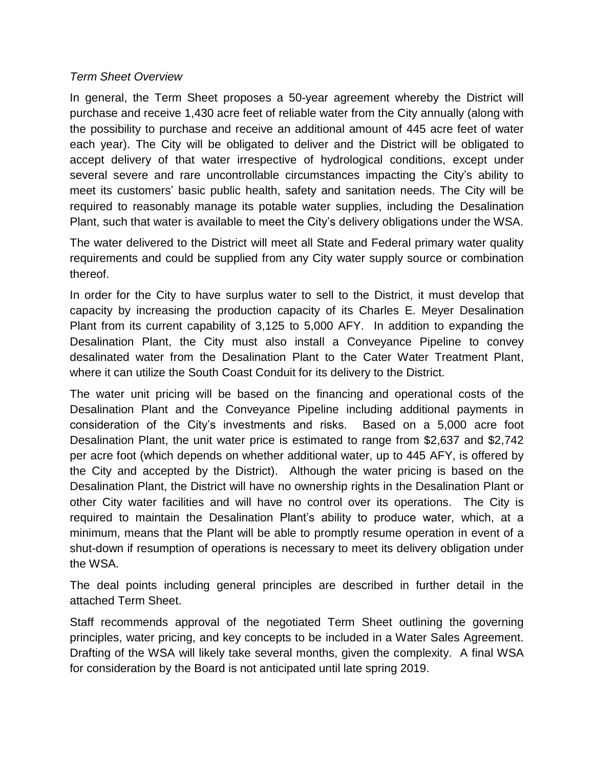*Term Sheet Overview*

In general, the Term Sheet proposes a 50-year agreement whereby the District will purchase and receive 1,430 acre feet of reliable water from the City annually (along with the possibility to purchase and receive an additional amount of 445 acre feet of water each year). The City will be obligated to deliver and the District will be obligated to accept delivery of that water irrespective of hydrological conditions, except under several severe and rare uncontrollable circumstances impacting the City's ability to meet its customers' basic public health, safety and sanitation needs. The City will be required to reasonably manage its potable water supplies, including the Desalination Plant, such that water is available to meet the City's delivery obligations under the WSA.

The water delivered to the District will meet all State and Federal primary water quality requirements and could be supplied from any City water supply source or combination thereof.

In order for the City to have surplus water to sell to the District, it must develop that capacity by increasing the production capacity of its Charles E. Meyer Desalination Plant from its current capability of 3,125 to 5,000 AFY. In addition to expanding the Desalination Plant, the City must also install a Conveyance Pipeline to convey desalinated water from the Desalination Plant to the Cater Water Treatment Plant, where it can utilize the South Coast Conduit for its delivery to the District.

The water unit pricing will be based on the financing and operational costs of the Desalination Plant and the Conveyance Pipeline including additional payments in consideration of the City's investments and risks. Based on a 5,000 acre foot Desalination Plant, the unit water price is estimated to range from $2,637 and $2,742 per acre foot (which depends on whether additional water, up to 445 AFY, is offered by the City and accepted by the District). Although the water pricing is based on the Desalination Plant, the District will have no ownership rights in the Desalination Plant or other City water facilities and will have no control over its operations. The City is required to maintain the Desalination Plant's ability to produce water, which, at a minimum, means that the Plant will be able to promptly resume operation in event of a shut-down if resumption of operations is necessary to meet its delivery obligation under the WSA.

The deal points including general principles are described in further detail in the attached Term Sheet.

Staff recommends approval of the negotiated Term Sheet outlining the governing principles, water pricing, and key concepts to be included in a Water Sales Agreement. Drafting of the WSA will likely take several months, given the complexity. A final WSA for consideration by the Board is not anticipated until late spring 2019.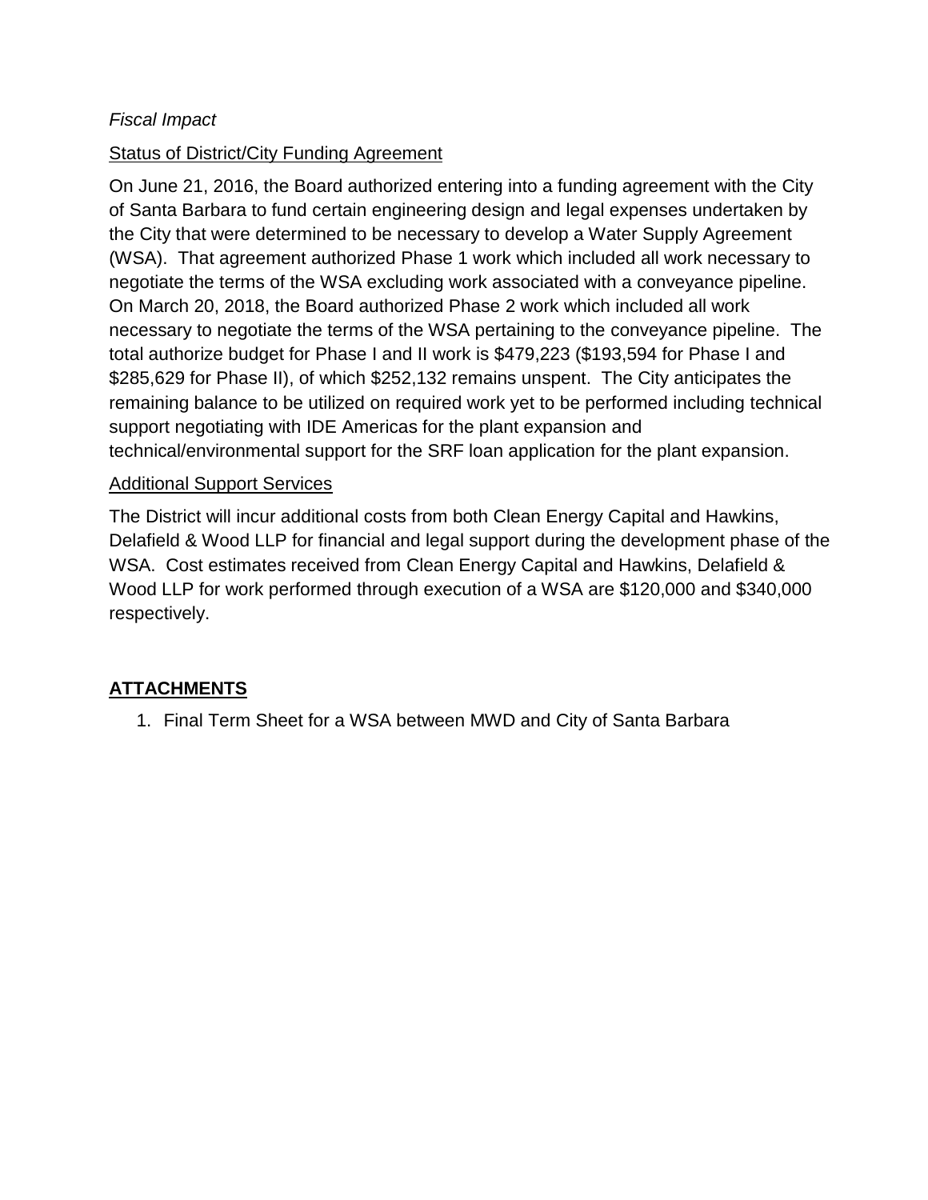*Fiscal Impact*

Status of District/City Funding Agreement

On June 21, 2016, the Board authorized entering into a funding agreement with the City of Santa Barbara to fund certain engineering design and legal expenses undertaken by the City that were determined to be necessary to develop a Water Supply Agreement (WSA). That agreement authorized Phase 1 work which included all work necessary to negotiate the terms of the WSA excluding work associated with a conveyance pipeline. On March 20, 2018, the Board authorized Phase 2 work which included all work necessary to negotiate the terms of the WSA pertaining to the conveyance pipeline. The total authorize budget for Phase I and II work is $479,223 ($193,594 for Phase I and $285,629 for Phase II), of which $252,132 remains unspent. The City anticipates the remaining balance to be utilized on required work yet to be performed including technical support negotiating with IDE Americas for the plant expansion and technical/environmental support for the SRF loan application for the plant expansion.

Additional Support Services

The District will incur additional costs from both Clean Energy Capital and Hawkins, Delafield & Wood LLP for financial and legal support during the development phase of the WSA. Cost estimates received from Clean Energy Capital and Hawkins, Delafield & Wood LLP for work performed through execution of a WSA are $120,000 and $340,000 respectively.

## **ATTACHMENTS**

1. Final Term Sheet for a WSA between MWD and City of Santa Barbara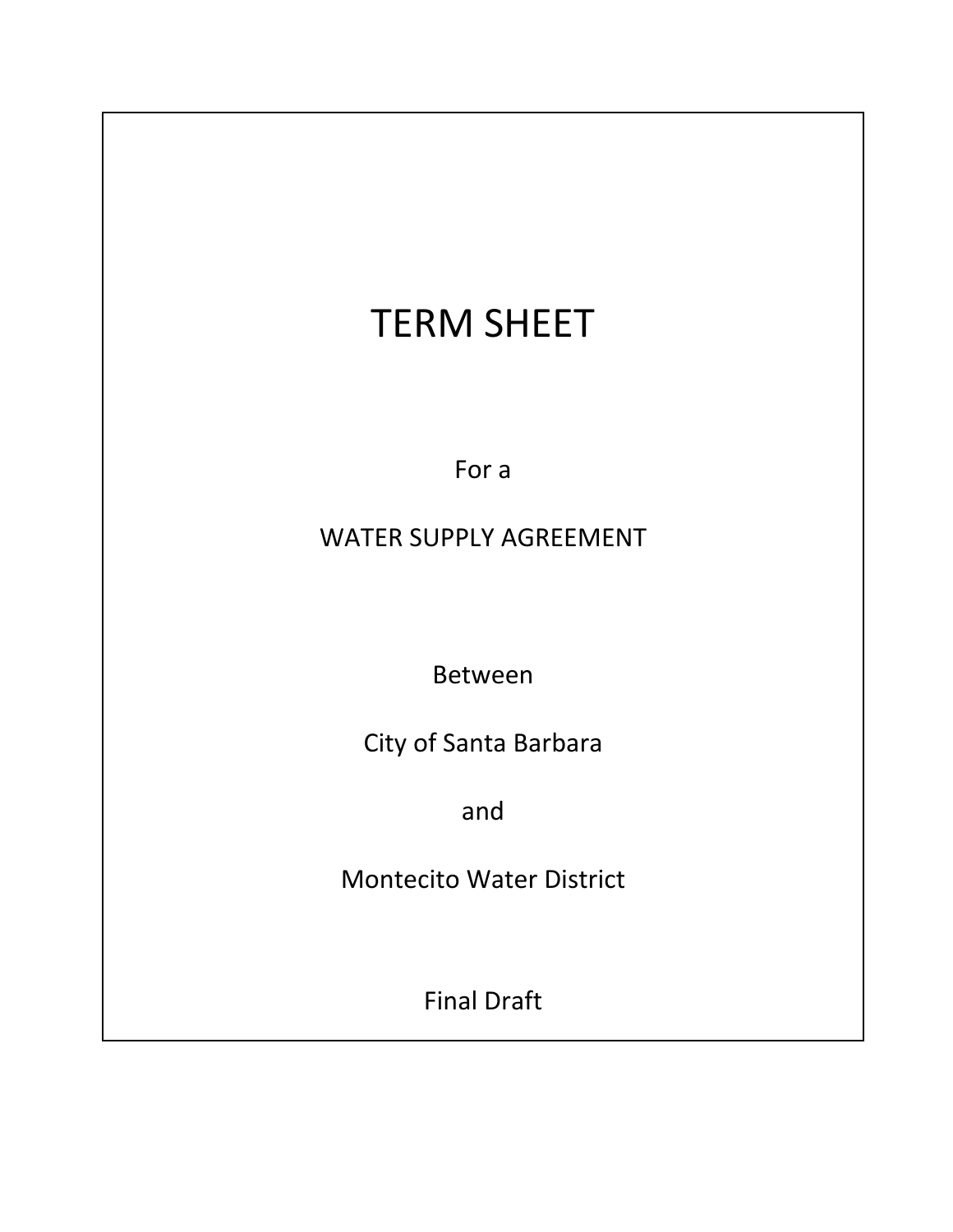# TERM SHEET

For a

WATER SUPPLY AGREEMENT

Between

City of Santa Barbara

and

Montecito Water District

Final Draft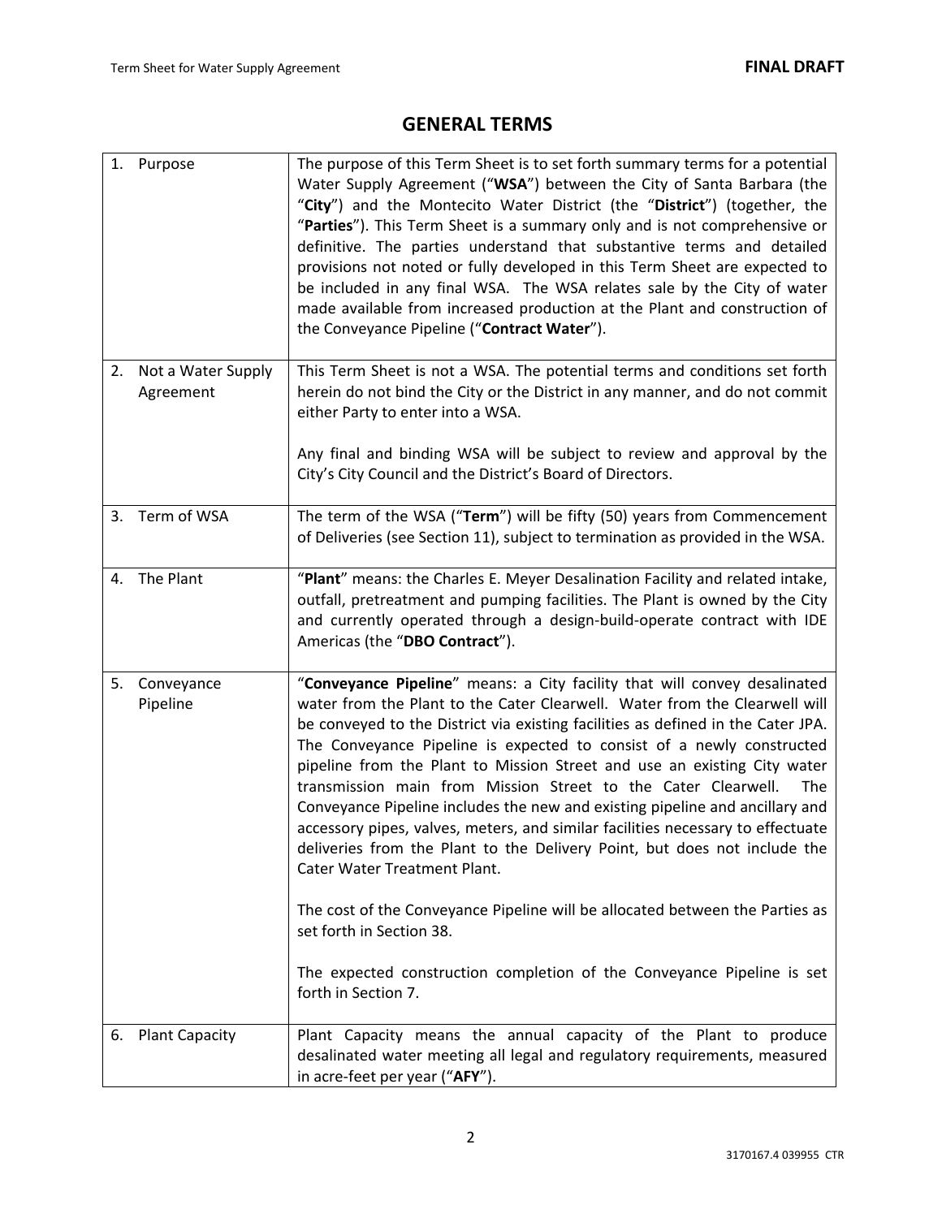## GENERAL TERMS

| | |
|---|---|
| 1. Purpose | The purpose of this Term Sheet is to set forth summary terms for a potential Water Supply Agreement ("**WSA**") between the City of Santa Barbara (the "**City**") and the Montecito Water District (the "**District**") (together, the "**Parties**"). This Term Sheet is a summary only and is not comprehensive or definitive. The parties understand that substantive terms and detailed provisions not noted or fully developed in this Term Sheet are expected to be included in any final WSA. The WSA relates sale by the City of water made available from increased production at the Plant and construction of the Conveyance Pipeline ("**Contract Water**"). |
| 2. Not a Water Supply Agreement | This Term Sheet is not a WSA. The potential terms and conditions set forth herein do not bind the City or the District in any manner, and do not commit either Party to enter into a WSA.<br><br>Any final and binding WSA will be subject to review and approval by the City's City Council and the District's Board of Directors. |
| 3. Term of WSA | The term of the WSA ("**Term**") will be fifty (50) years from Commencement of Deliveries (see Section 11), subject to termination as provided in the WSA. |
| 4. The Plant | "**Plant**" means: the Charles E. Meyer Desalination Facility and related intake, outfall, pretreatment and pumping facilities. The Plant is owned by the City and currently operated through a design-build-operate contract with IDE Americas (the "**DBO Contract**"). |
| 5. Conveyance Pipeline | "**Conveyance Pipeline**" means: a City facility that will convey desalinated water from the Plant to the Cater Clearwell. Water from the Clearwell will be conveyed to the District via existing facilities as defined in the Cater JPA. The Conveyance Pipeline is expected to consist of a newly constructed pipeline from the Plant to Mission Street and use an existing City water transmission main from Mission Street to the Cater Clearwell. The Conveyance Pipeline includes the new and existing pipeline and ancillary and accessory pipes, valves, meters, and similar facilities necessary to effectuate deliveries from the Plant to the Delivery Point, but does not include the Cater Water Treatment Plant.<br><br>The cost of the Conveyance Pipeline will be allocated between the Parties as set forth in Section 38.<br><br>The expected construction completion of the Conveyance Pipeline is set forth in Section 7. |
| 6. Plant Capacity | Plant Capacity means the annual capacity of the Plant to produce desalinated water meeting all legal and regulatory requirements, measured in acre-feet per year ("**AFY**"). |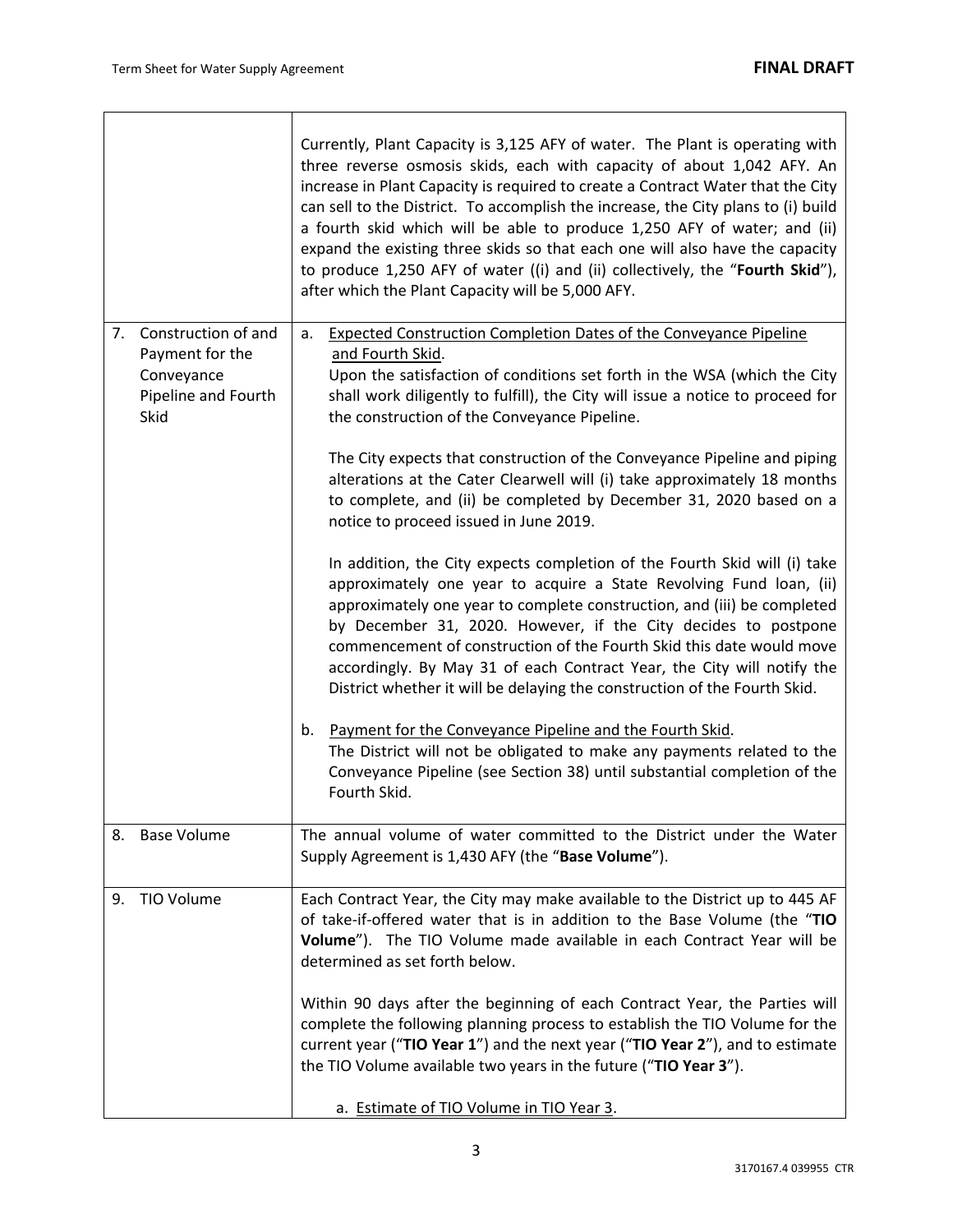| | |
|---|---|
| | Currently, Plant Capacity is 3,125 AFY of water. The Plant is operating with three reverse osmosis skids, each with capacity of about 1,042 AFY. An increase in Plant Capacity is required to create a Contract Water that the City can sell to the District. To accomplish the increase, the City plans to (i) build a fourth skid which will be able to produce 1,250 AFY of water; and (ii) expand the existing three skids so that each one will also have the capacity to produce 1,250 AFY of water ((i) and (ii) collectively, the "**Fourth Skid**"), after which the Plant Capacity will be 5,000 AFY. |
| 7. Construction of and Payment for the Conveyance Pipeline and Fourth Skid | a. Expected Construction Completion Dates of the Conveyance Pipeline and Fourth Skid.<br>Upon the satisfaction of conditions set forth in the WSA (which the City shall work diligently to fulfill), the City will issue a notice to proceed for the construction of the Conveyance Pipeline.<br><br>The City expects that construction of the Conveyance Pipeline and piping alterations at the Cater Clearwell will (i) take approximately 18 months to complete, and (ii) be completed by December 31, 2020 based on a notice to proceed issued in June 2019.<br><br>In addition, the City expects completion of the Fourth Skid will (i) take approximately one year to acquire a State Revolving Fund loan, (ii) approximately one year to complete construction, and (iii) be completed by December 31, 2020. However, if the City decides to postpone commencement of construction of the Fourth Skid this date would move accordingly. By May 31 of each Contract Year, the City will notify the District whether it will be delaying the construction of the Fourth Skid.<br><br>b. Payment for the Conveyance Pipeline and the Fourth Skid.<br>The District will not be obligated to make any payments related to the Conveyance Pipeline (see Section 38) until substantial completion of the Fourth Skid. |
| 8. Base Volume | The annual volume of water committed to the District under the Water Supply Agreement is 1,430 AFY (the "**Base Volume**"). |
| 9. TIO Volume | Each Contract Year, the City may make available to the District up to 445 AF of take-if-offered water that is in addition to the Base Volume (the "**TIO Volume**"). The TIO Volume made available in each Contract Year will be determined as set forth below.<br><br>Within 90 days after the beginning of each Contract Year, the Parties will complete the following planning process to establish the TIO Volume for the current year ("**TIO Year 1**") and the next year ("**TIO Year 2**"), and to estimate the TIO Volume available two years in the future ("**TIO Year 3**").<br><br>a. Estimate of TIO Volume in TIO Year 3. |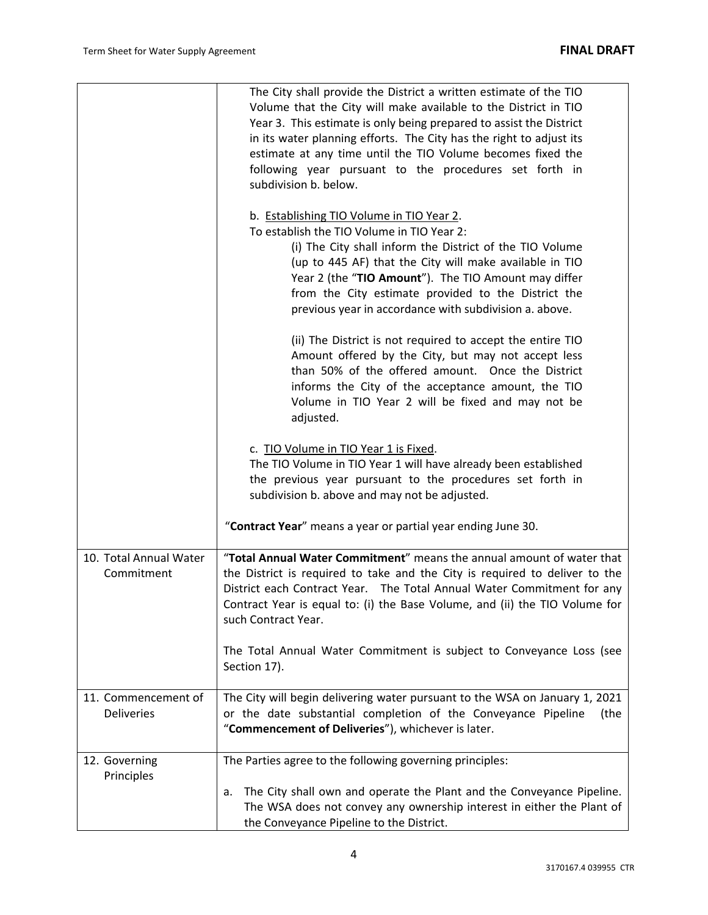| | |
|---|---|
| | The City shall provide the District a written estimate of the TIO Volume that the City will make available to the District in TIO Year 3. This estimate is only being prepared to assist the District in its water planning efforts. The City has the right to adjust its estimate at any time until the TIO Volume becomes fixed the following year pursuant to the procedures set forth in subdivision b. below.<br><br>b. <u>Establishing TIO Volume in TIO Year 2</u>.<br>To establish the TIO Volume in TIO Year 2:<br>(i) The City shall inform the District of the TIO Volume (up to 445 AF) that the City will make available in TIO Year 2 (the "**TIO Amount**"). The TIO Amount may differ from the City estimate provided to the District the previous year in accordance with subdivision a. above.<br><br>(ii) The District is not required to accept the entire TIO Amount offered by the City, but may not accept less than 50% of the offered amount. Once the District informs the City of the acceptance amount, the TIO Volume in TIO Year 2 will be fixed and may not be adjusted.<br><br>c. <u>TIO Volume in TIO Year 1 is Fixed</u>.<br>The TIO Volume in TIO Year 1 will have already been established the previous year pursuant to the procedures set forth in subdivision b. above and may not be adjusted.<br><br>"**Contract Year**" means a year or partial year ending June 30. |
| 10. Total Annual Water Commitment | "**Total Annual Water Commitment**" means the annual amount of water that the District is required to take and the City is required to deliver to the District each Contract Year. The Total Annual Water Commitment for any Contract Year is equal to: (i) the Base Volume, and (ii) the TIO Volume for such Contract Year.<br><br>The Total Annual Water Commitment is subject to Conveyance Loss (see Section 17). |
| 11. Commencement of Deliveries | The City will begin delivering water pursuant to the WSA on January 1, 2021 or the date substantial completion of the Conveyance Pipeline (the "**Commencement of Deliveries**"), whichever is later. |
| 12. Governing Principles | The Parties agree to the following governing principles:<br><br>a. The City shall own and operate the Plant and the Conveyance Pipeline. The WSA does not convey any ownership interest in either the Plant of the Conveyance Pipeline to the District. |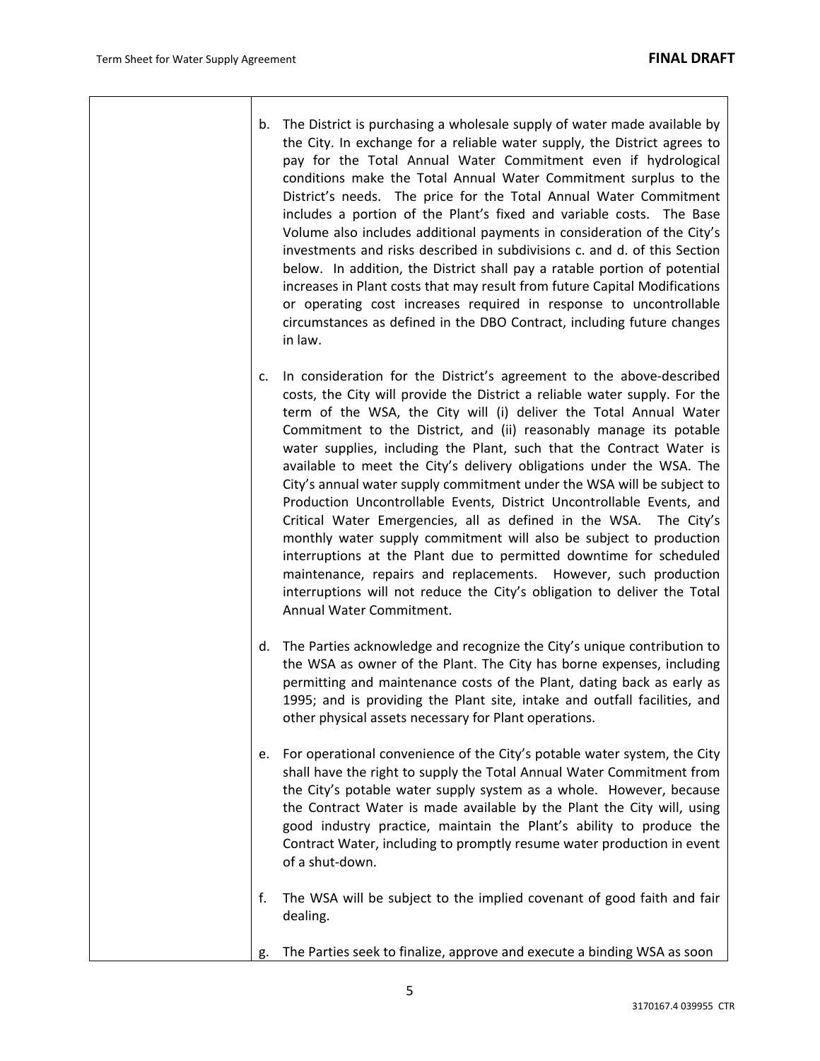b. The District is purchasing a wholesale supply of water made available by the City. In exchange for a reliable water supply, the District agrees to pay for the Total Annual Water Commitment even if hydrological conditions make the Total Annual Water Commitment surplus to the District's needs. The price for the Total Annual Water Commitment includes a portion of the Plant's fixed and variable costs. The Base Volume also includes additional payments in consideration of the City's investments and risks described in subdivisions c. and d. of this Section below. In addition, the District shall pay a ratable portion of potential increases in Plant costs that may result from future Capital Modifications or operating cost increases required in response to uncontrollable circumstances as defined in the DBO Contract, including future changes in law.

c. In consideration for the District's agreement to the above-described costs, the City will provide the District a reliable water supply. For the term of the WSA, the City will (i) deliver the Total Annual Water Commitment to the District, and (ii) reasonably manage its potable water supplies, including the Plant, such that the Contract Water is available to meet the City's delivery obligations under the WSA. The City's annual water supply commitment under the WSA will be subject to Production Uncontrollable Events, District Uncontrollable Events, and Critical Water Emergencies, all as defined in the WSA. The City's monthly water supply commitment will also be subject to production interruptions at the Plant due to permitted downtime for scheduled maintenance, repairs and replacements. However, such production interruptions will not reduce the City's obligation to deliver the Total Annual Water Commitment.

d. The Parties acknowledge and recognize the City's unique contribution to the WSA as owner of the Plant. The City has borne expenses, including permitting and maintenance costs of the Plant, dating back as early as 1995; and is providing the Plant site, intake and outfall facilities, and other physical assets necessary for Plant operations.

e. For operational convenience of the City's potable water system, the City shall have the right to supply the Total Annual Water Commitment from the City's potable water supply system as a whole. However, because the Contract Water is made available by the Plant the City will, using good industry practice, maintain the Plant's ability to produce the Contract Water, including to promptly resume water production in event of a shut-down.

f. The WSA will be subject to the implied covenant of good faith and fair dealing.

g. The Parties seek to finalize, approve and execute a binding WSA as soon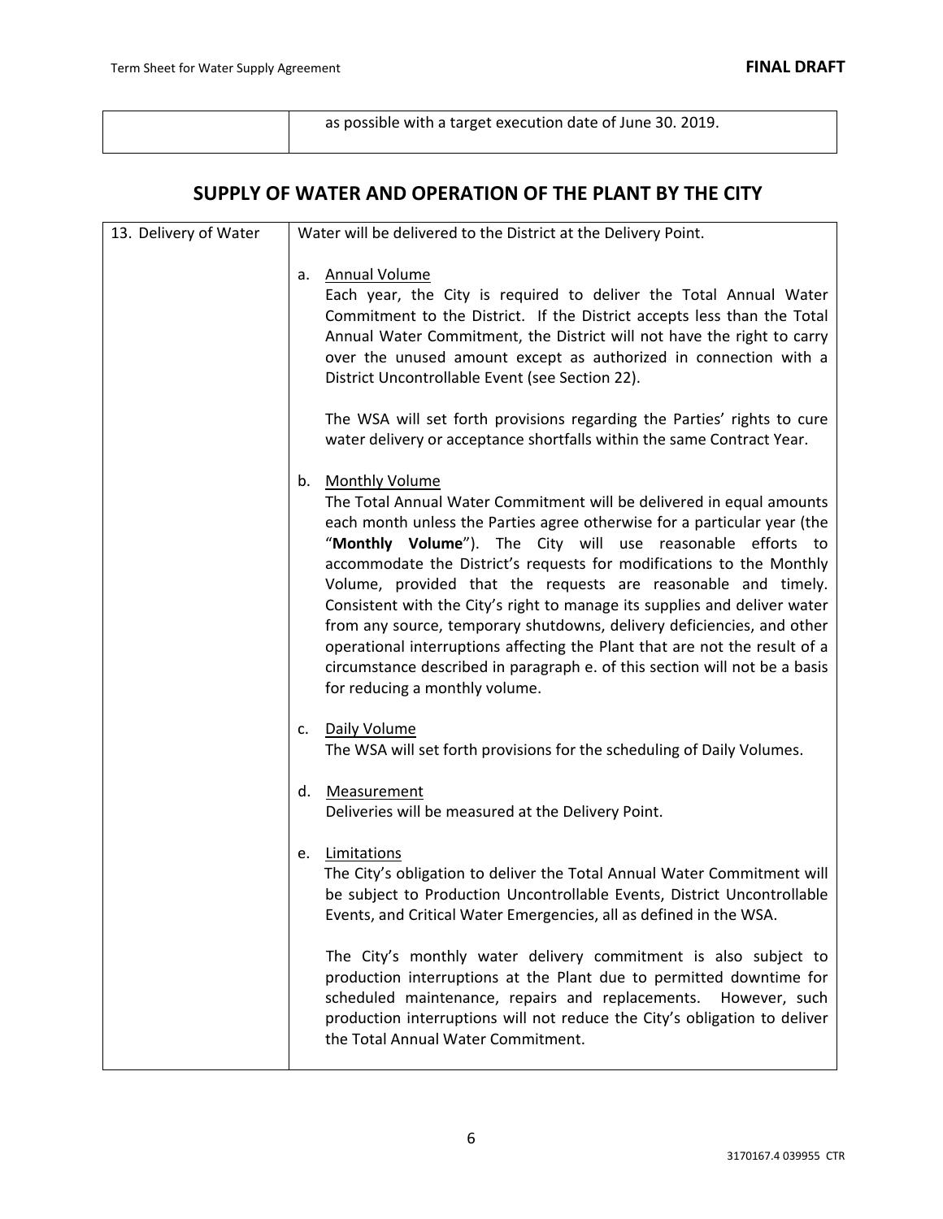| | as possible with a target execution date of June 30. 2019. |
|---|---|

## SUPPLY OF WATER AND OPERATION OF THE PLANT BY THE CITY

| 13. Delivery of Water | Water will be delivered to the District at the Delivery Point.<br><br>a. <u>Annual Volume</u><br>Each year, the City is required to deliver the Total Annual Water Commitment to the District. If the District accepts less than the Total Annual Water Commitment, the District will not have the right to carry over the unused amount except as authorized in connection with a District Uncontrollable Event (see Section 22).<br><br>The WSA will set forth provisions regarding the Parties' rights to cure water delivery or acceptance shortfalls within the same Contract Year.<br><br>b. <u>Monthly Volume</u><br>The Total Annual Water Commitment will be delivered in equal amounts each month unless the Parties agree otherwise for a particular year (the "**Monthly Volume**"). The City will use reasonable efforts to accommodate the District's requests for modifications to the Monthly Volume, provided that the requests are reasonable and timely. Consistent with the City's right to manage its supplies and deliver water from any source, temporary shutdowns, delivery deficiencies, and other operational interruptions affecting the Plant that are not the result of a circumstance described in paragraph e. of this section will not be a basis for reducing a monthly volume.<br><br>c. <u>Daily Volume</u><br>The WSA will set forth provisions for the scheduling of Daily Volumes.<br><br>d. <u>Measurement</u><br>Deliveries will be measured at the Delivery Point.<br><br>e. <u>Limitations</u><br>The City's obligation to deliver the Total Annual Water Commitment will be subject to Production Uncontrollable Events, District Uncontrollable Events, and Critical Water Emergencies, all as defined in the WSA.<br><br>The City's monthly water delivery commitment is also subject to production interruptions at the Plant due to permitted downtime for scheduled maintenance, repairs and replacements. However, such production interruptions will not reduce the City's obligation to deliver the Total Annual Water Commitment. |
|---|---|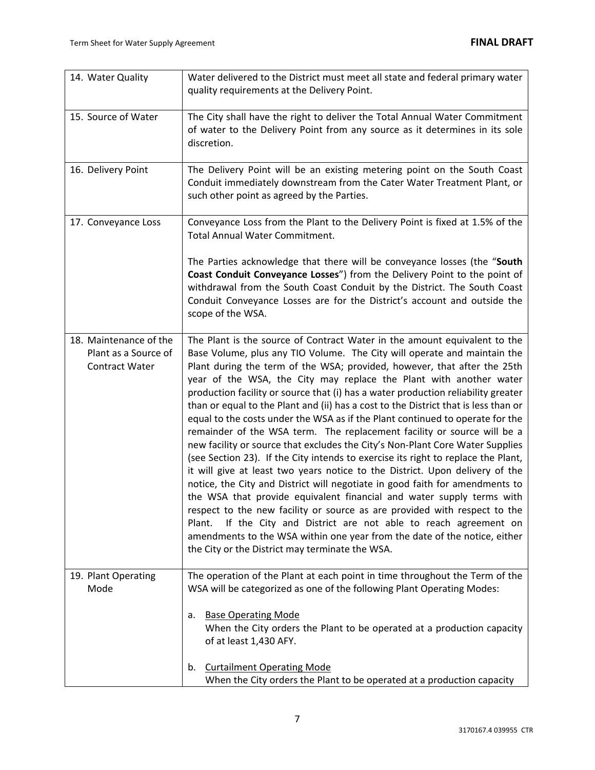| | |
|---|---|
| 14. Water Quality | Water delivered to the District must meet all state and federal primary water quality requirements at the Delivery Point. |
| 15. Source of Water | The City shall have the right to deliver the Total Annual Water Commitment of water to the Delivery Point from any source as it determines in its sole discretion. |
| 16. Delivery Point | The Delivery Point will be an existing metering point on the South Coast Conduit immediately downstream from the Cater Water Treatment Plant, or such other point as agreed by the Parties. |
| 17. Conveyance Loss | Conveyance Loss from the Plant to the Delivery Point is fixed at 1.5% of the Total Annual Water Commitment.<br><br>The Parties acknowledge that there will be conveyance losses (the "**South Coast Conduit Conveyance Losses**") from the Delivery Point to the point of withdrawal from the South Coast Conduit by the District. The South Coast Conduit Conveyance Losses are for the District's account and outside the scope of the WSA. |
| 18. Maintenance of the Plant as a Source of Contract Water | The Plant is the source of Contract Water in the amount equivalent to the Base Volume, plus any TIO Volume. The City will operate and maintain the Plant during the term of the WSA; provided, however, that after the 25th year of the WSA, the City may replace the Plant with another water production facility or source that (i) has a water production reliability greater than or equal to the Plant and (ii) has a cost to the District that is less than or equal to the costs under the WSA as if the Plant continued to operate for the remainder of the WSA term. The replacement facility or source will be a new facility or source that excludes the City's Non-Plant Core Water Supplies (see Section 23). If the City intends to exercise its right to replace the Plant, it will give at least two years notice to the District. Upon delivery of the notice, the City and District will negotiate in good faith for amendments to the WSA that provide equivalent financial and water supply terms with respect to the new facility or source as are provided with respect to the Plant. If the City and District are not able to reach agreement on amendments to the WSA within one year from the date of the notice, either the City or the District may terminate the WSA. |
| 19. Plant Operating Mode | The operation of the Plant at each point in time throughout the Term of the WSA will be categorized as one of the following Plant Operating Modes:<br><br>a. <u>Base Operating Mode</u><br>When the City orders the Plant to be operated at a production capacity of at least 1,430 AFY.<br><br>b. <u>Curtailment Operating Mode</u><br>When the City orders the Plant to be operated at a production capacity |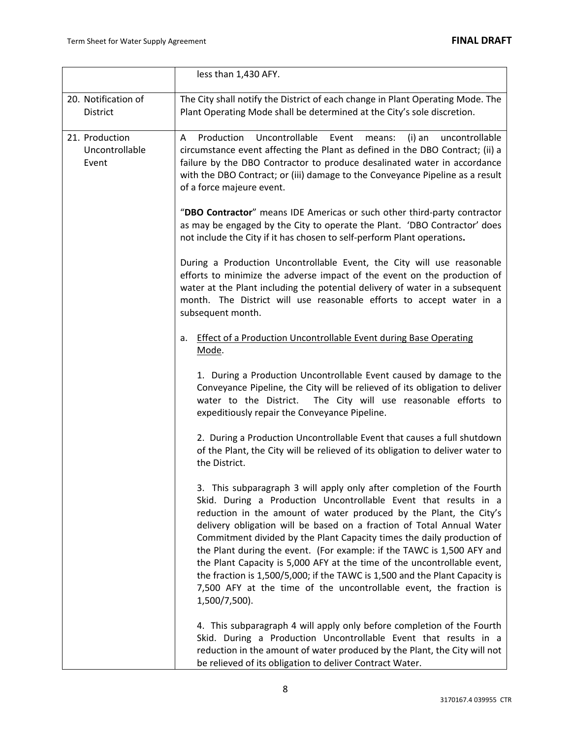| | |
|---|---|
| | less than 1,430 AFY. |
| 20. Notification of District | The City shall notify the District of each change in Plant Operating Mode. The Plant Operating Mode shall be determined at the City's sole discretion. |
| 21. Production Uncontrollable Event | A Production Uncontrollable Event means: (i) an uncontrollable circumstance event affecting the Plant as defined in the DBO Contract; (ii) a failure by the DBO Contractor to produce desalinated water in accordance with the DBO Contract; or (iii) damage to the Conveyance Pipeline as a result of a force majeure event.<br><br>"**DBO Contractor**" means IDE Americas or such other third-party contractor as may be engaged by the City to operate the Plant. 'DBO Contractor' does not include the City if it has chosen to self-perform Plant operations**.**<br><br>During a Production Uncontrollable Event, the City will use reasonable efforts to minimize the adverse impact of the event on the production of water at the Plant including the potential delivery of water in a subsequent month. The District will use reasonable efforts to accept water in a subsequent month.<br><br>a. <u>Effect of a Production Uncontrollable Event during Base Operating Mode</u>.<br><br>1. During a Production Uncontrollable Event caused by damage to the Conveyance Pipeline, the City will be relieved of its obligation to deliver water to the District. The City will use reasonable efforts to expeditiously repair the Conveyance Pipeline.<br><br>2. During a Production Uncontrollable Event that causes a full shutdown of the Plant, the City will be relieved of its obligation to deliver water to the District.<br><br>3. This subparagraph 3 will apply only after completion of the Fourth Skid. During a Production Uncontrollable Event that results in a reduction in the amount of water produced by the Plant, the City's delivery obligation will be based on a fraction of Total Annual Water Commitment divided by the Plant Capacity times the daily production of the Plant during the event. (For example: if the TAWC is 1,500 AFY and the Plant Capacity is 5,000 AFY at the time of the uncontrollable event, the fraction is 1,500/5,000; if the TAWC is 1,500 and the Plant Capacity is 7,500 AFY at the time of the uncontrollable event, the fraction is 1,500/7,500).<br><br>4. This subparagraph 4 will apply only before completion of the Fourth Skid. During a Production Uncontrollable Event that results in a reduction in the amount of water produced by the Plant, the City will not be relieved of its obligation to deliver Contract Water. |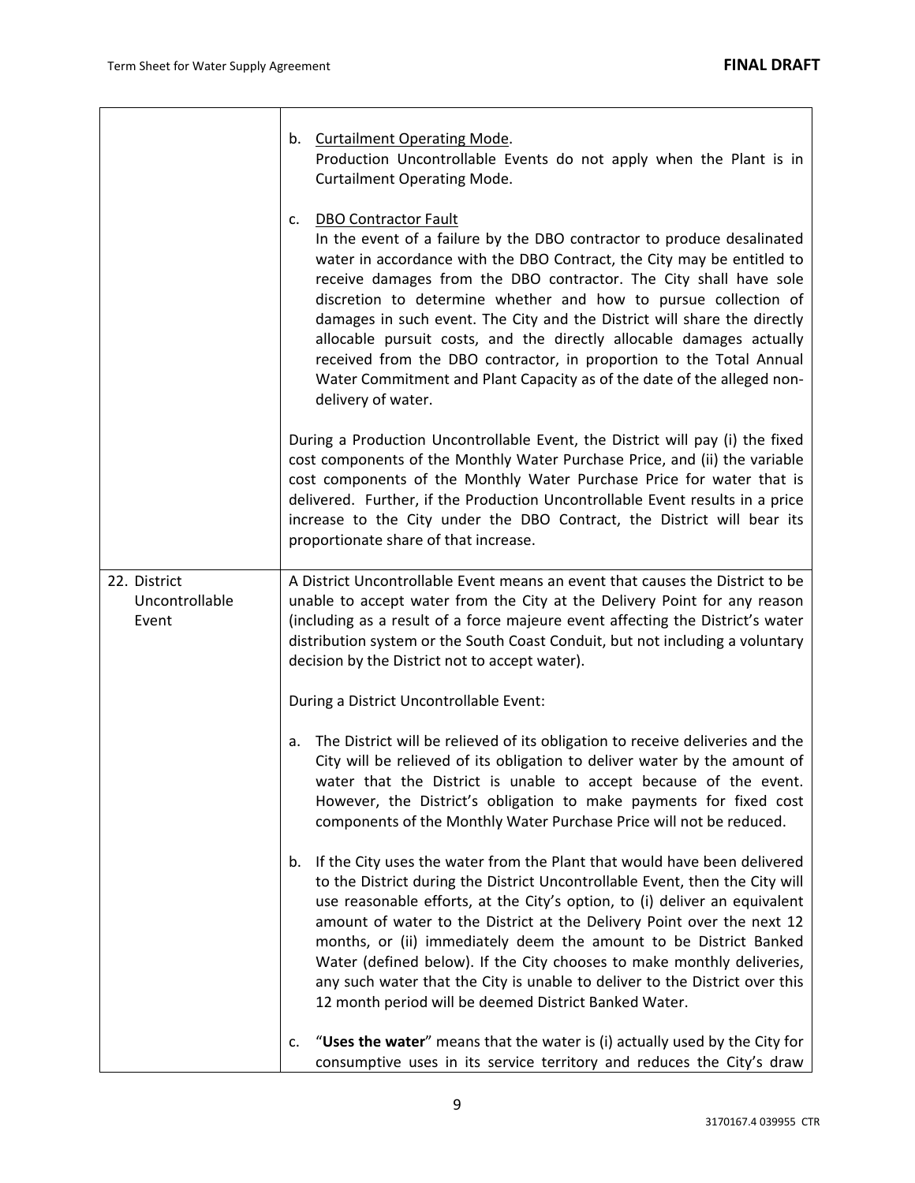| | |
|---|---|
| | b. <u>Curtailment Operating Mode</u>.<br>Production Uncontrollable Events do not apply when the Plant is in Curtailment Operating Mode.<br><br>c. <u>DBO Contractor Fault</u><br>In the event of a failure by the DBO contractor to produce desalinated water in accordance with the DBO Contract, the City may be entitled to receive damages from the DBO contractor. The City shall have sole discretion to determine whether and how to pursue collection of damages in such event. The City and the District will share the directly allocable pursuit costs, and the directly allocable damages actually received from the DBO contractor, in proportion to the Total Annual Water Commitment and Plant Capacity as of the date of the alleged non-delivery of water.<br><br>During a Production Uncontrollable Event, the District will pay (i) the fixed cost components of the Monthly Water Purchase Price, and (ii) the variable cost components of the Monthly Water Purchase Price for water that is delivered. Further, if the Production Uncontrollable Event results in a price increase to the City under the DBO Contract, the District will bear its proportionate share of that increase. |
| 22. District Uncontrollable Event | A District Uncontrollable Event means an event that causes the District to be unable to accept water from the City at the Delivery Point for any reason (including as a result of a force majeure event affecting the District's water distribution system or the South Coast Conduit, but not including a voluntary decision by the District not to accept water).<br><br>During a District Uncontrollable Event:<br><br>a. The District will be relieved of its obligation to receive deliveries and the City will be relieved of its obligation to deliver water by the amount of water that the District is unable to accept because of the event. However, the District's obligation to make payments for fixed cost components of the Monthly Water Purchase Price will not be reduced.<br><br>b. If the City uses the water from the Plant that would have been delivered to the District during the District Uncontrollable Event, then the City will use reasonable efforts, at the City's option, to (i) deliver an equivalent amount of water to the District at the Delivery Point over the next 12 months, or (ii) immediately deem the amount to be District Banked Water (defined below). If the City chooses to make monthly deliveries, any such water that the City is unable to deliver to the District over this 12 month period will be deemed District Banked Water.<br><br>c. "**Uses the water**" means that the water is (i) actually used by the City for consumptive uses in its service territory and reduces the City's draw |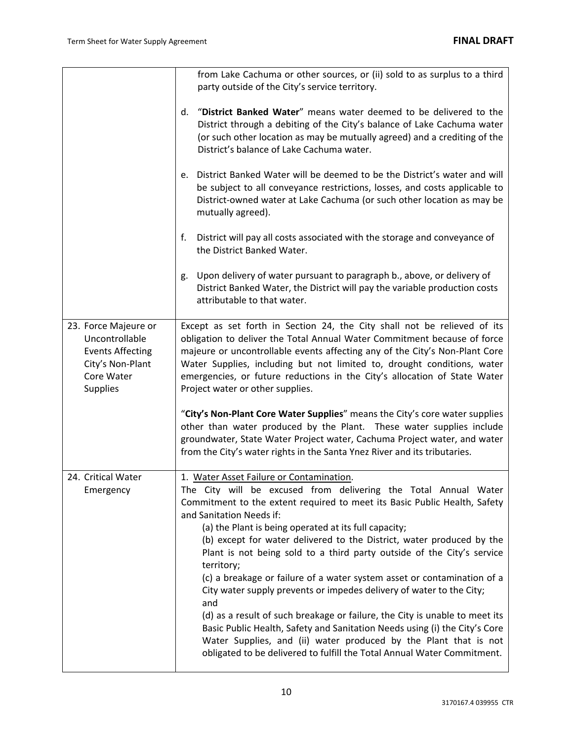| | |
|---|---|
| | from Lake Cachuma or other sources, or (ii) sold to as surplus to a third party outside of the City's service territory.<br><br>d. "**District Banked Water**" means water deemed to be delivered to the District through a debiting of the City's balance of Lake Cachuma water (or such other location as may be mutually agreed) and a crediting of the District's balance of Lake Cachuma water.<br><br>e. District Banked Water will be deemed to be the District's water and will be subject to all conveyance restrictions, losses, and costs applicable to District-owned water at Lake Cachuma (or such other location as may be mutually agreed).<br><br>f. District will pay all costs associated with the storage and conveyance of the District Banked Water.<br><br>g. Upon delivery of water pursuant to paragraph b., above, or delivery of District Banked Water, the District will pay the variable production costs attributable to that water. |
| 23. Force Majeure or Uncontrollable Events Affecting City's Non-Plant Core Water Supplies | Except as set forth in Section 24, the City shall not be relieved of its obligation to deliver the Total Annual Water Commitment because of force majeure or uncontrollable events affecting any of the City's Non-Plant Core Water Supplies, including but not limited to, drought conditions, water emergencies, or future reductions in the City's allocation of State Water Project water or other supplies.<br><br>"**City's Non-Plant Core Water Supplies**" means the City's core water supplies other than water produced by the Plant. These water supplies include groundwater, State Water Project water, Cachuma Project water, and water from the City's water rights in the Santa Ynez River and its tributaries. |
| 24. Critical Water Emergency | 1. <u>Water Asset Failure or Contamination</u>.<br>The City will be excused from delivering the Total Annual Water Commitment to the extent required to meet its Basic Public Health, Safety and Sanitation Needs if:<br>(a) the Plant is being operated at its full capacity;<br>(b) except for water delivered to the District, water produced by the Plant is not being sold to a third party outside of the City's service territory;<br>(c) a breakage or failure of a water system asset or contamination of a City water supply prevents or impedes delivery of water to the City; and<br>(d) as a result of such breakage or failure, the City is unable to meet its Basic Public Health, Safety and Sanitation Needs using (i) the City's Core Water Supplies, and (ii) water produced by the Plant that is not obligated to be delivered to fulfill the Total Annual Water Commitment. |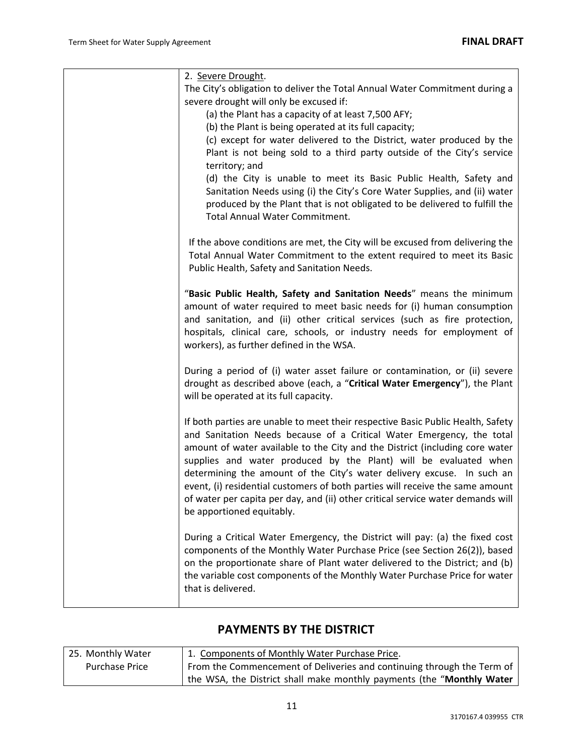| | 2. Severe Drought.<br>The City's obligation to deliver the Total Annual Water Commitment during a severe drought will only be excused if:<br>(a) the Plant has a capacity of at least 7,500 AFY;<br>(b) the Plant is being operated at its full capacity;<br>(c) except for water delivered to the District, water produced by the Plant is not being sold to a third party outside of the City's service territory; and<br>(d) the City is unable to meet its Basic Public Health, Safety and Sanitation Needs using (i) the City's Core Water Supplies, and (ii) water produced by the Plant that is not obligated to be delivered to fulfill the Total Annual Water Commitment.<br><br>If the above conditions are met, the City will be excused from delivering the Total Annual Water Commitment to the extent required to meet its Basic Public Health, Safety and Sanitation Needs.<br><br>"**Basic Public Health, Safety and Sanitation Needs**" means the minimum amount of water required to meet basic needs for (i) human consumption and sanitation, and (ii) other critical services (such as fire protection, hospitals, clinical care, schools, or industry needs for employment of workers), as further defined in the WSA.<br><br>During a period of (i) water asset failure or contamination, or (ii) severe drought as described above (each, a "**Critical Water Emergency**"), the Plant will be operated at its full capacity.<br><br>If both parties are unable to meet their respective Basic Public Health, Safety and Sanitation Needs because of a Critical Water Emergency, the total amount of water available to the City and the District (including core water supplies and water produced by the Plant) will be evaluated when determining the amount of the City's water delivery excuse. In such an event, (i) residential customers of both parties will receive the same amount of water per capita per day, and (ii) other critical service water demands will be apportioned equitably.<br><br>During a Critical Water Emergency, the District will pay: (a) the fixed cost components of the Monthly Water Purchase Price (see Section 26(2)), based on the proportionate share of Plant water delivered to the District; and (b) the variable cost components of the Monthly Water Purchase Price for water that is delivered. |
|---|---|

## PAYMENTS BY THE DISTRICT

| 25. Monthly Water Purchase Price | 1. Components of Monthly Water Purchase Price.<br>From the Commencement of Deliveries and continuing through the Term of the WSA, the District shall make monthly payments (the "**Monthly Water** |
|---|---|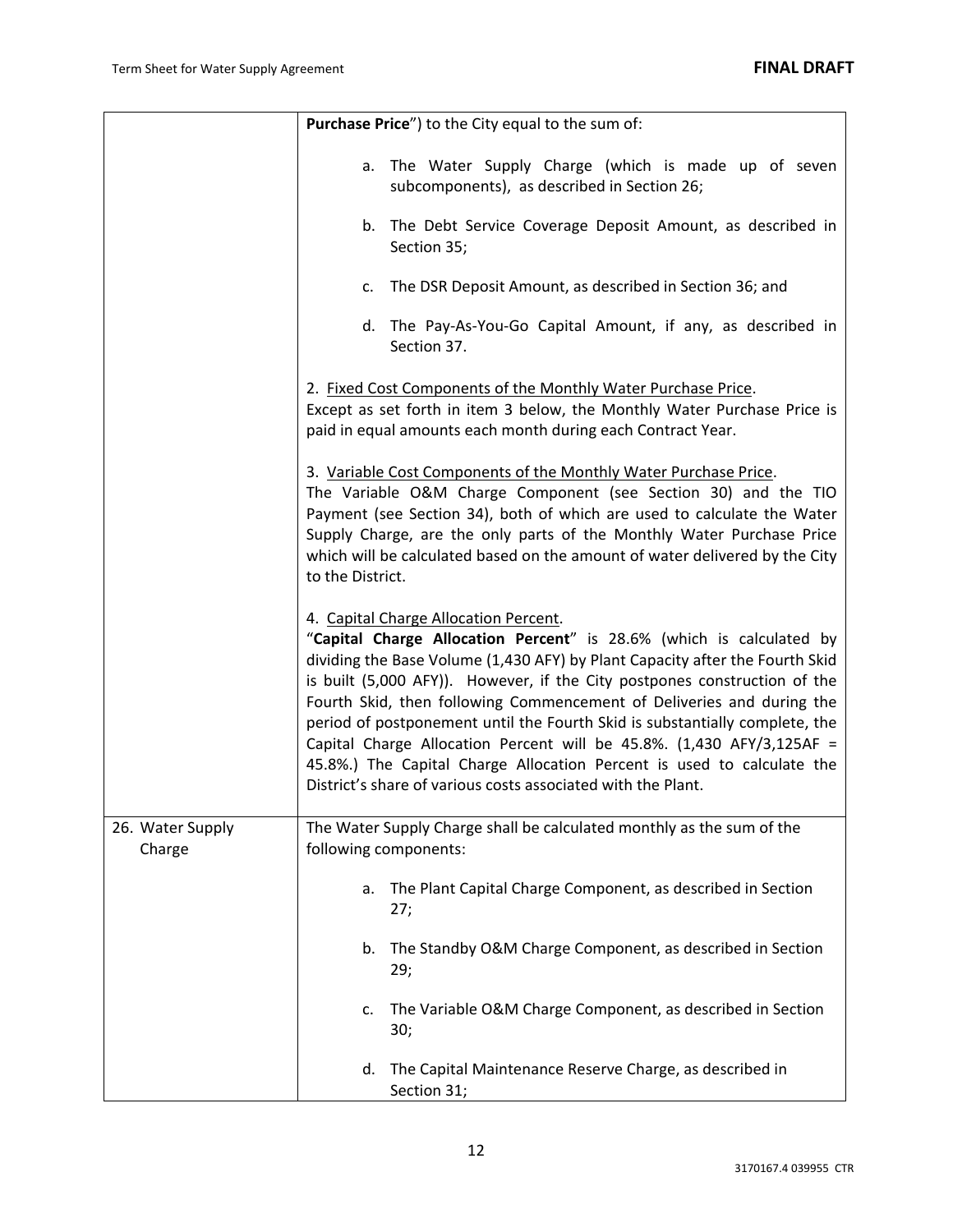| | |
|---|---|
| | **Purchase Price**") to the City equal to the sum of:<br><br>a. The Water Supply Charge (which is made up of seven subcomponents), as described in Section 26;<br><br>b. The Debt Service Coverage Deposit Amount, as described in Section 35;<br><br>c. The DSR Deposit Amount, as described in Section 36; and<br><br>d. The Pay-As-You-Go Capital Amount, if any, as described in Section 37.<br><br>2. <u>Fixed Cost Components of the Monthly Water Purchase Price</u>.<br>Except as set forth in item 3 below, the Monthly Water Purchase Price is paid in equal amounts each month during each Contract Year.<br><br>3. <u>Variable Cost Components of the Monthly Water Purchase Price</u>.<br>The Variable O&M Charge Component (see Section 30) and the TIO Payment (see Section 34), both of which are used to calculate the Water Supply Charge, are the only parts of the Monthly Water Purchase Price which will be calculated based on the amount of water delivered by the City to the District.<br><br>4. <u>Capital Charge Allocation Percent</u>.<br>"**Capital Charge Allocation Percent**" is 28.6% (which is calculated by dividing the Base Volume (1,430 AFY) by Plant Capacity after the Fourth Skid is built (5,000 AFY)). However, if the City postpones construction of the Fourth Skid, then following Commencement of Deliveries and during the period of postponement until the Fourth Skid is substantially complete, the Capital Charge Allocation Percent will be 45.8%. (1,430 AFY/3,125AF = 45.8%.) The Capital Charge Allocation Percent is used to calculate the District's share of various costs associated with the Plant. |
| 26. Water Supply Charge | The Water Supply Charge shall be calculated monthly as the sum of the following components:<br><br>a. The Plant Capital Charge Component, as described in Section 27;<br><br>b. The Standby O&M Charge Component, as described in Section 29;<br><br>c. The Variable O&M Charge Component, as described in Section 30;<br><br>d. The Capital Maintenance Reserve Charge, as described in Section 31; |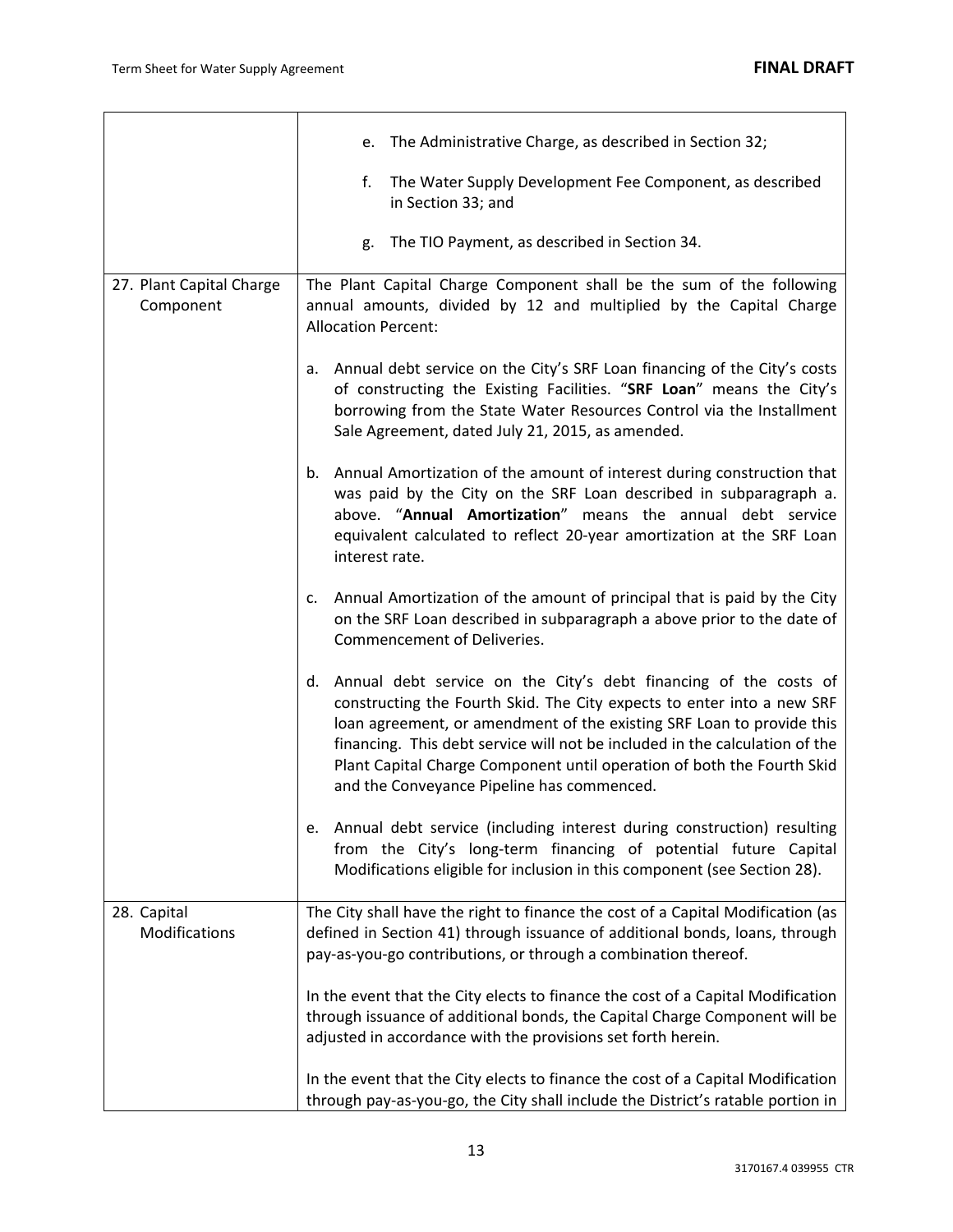| | |
|---|---|
| | e. The Administrative Charge, as described in Section 32;<br><br>f. The Water Supply Development Fee Component, as described in Section 33; and<br><br>g. The TIO Payment, as described in Section 34. |
| 27. Plant Capital Charge Component | The Plant Capital Charge Component shall be the sum of the following annual amounts, divided by 12 and multiplied by the Capital Charge Allocation Percent:<br><br>a. Annual debt service on the City's SRF Loan financing of the City's costs of constructing the Existing Facilities. "**SRF Loan**" means the City's borrowing from the State Water Resources Control via the Installment Sale Agreement, dated July 21, 2015, as amended.<br><br>b. Annual Amortization of the amount of interest during construction that was paid by the City on the SRF Loan described in subparagraph a. above. "**Annual Amortization**" means the annual debt service equivalent calculated to reflect 20-year amortization at the SRF Loan interest rate.<br><br>c. Annual Amortization of the amount of principal that is paid by the City on the SRF Loan described in subparagraph a above prior to the date of Commencement of Deliveries.<br><br>d. Annual debt service on the City's debt financing of the costs of constructing the Fourth Skid. The City expects to enter into a new SRF loan agreement, or amendment of the existing SRF Loan to provide this financing. This debt service will not be included in the calculation of the Plant Capital Charge Component until operation of both the Fourth Skid and the Conveyance Pipeline has commenced.<br><br>e. Annual debt service (including interest during construction) resulting from the City's long-term financing of potential future Capital Modifications eligible for inclusion in this component (see Section 28). |
| 28. Capital Modifications | The City shall have the right to finance the cost of a Capital Modification (as defined in Section 41) through issuance of additional bonds, loans, through pay-as-you-go contributions, or through a combination thereof.<br><br>In the event that the City elects to finance the cost of a Capital Modification through issuance of additional bonds, the Capital Charge Component will be adjusted in accordance with the provisions set forth herein.<br><br>In the event that the City elects to finance the cost of a Capital Modification through pay-as-you-go, the City shall include the District's ratable portion in |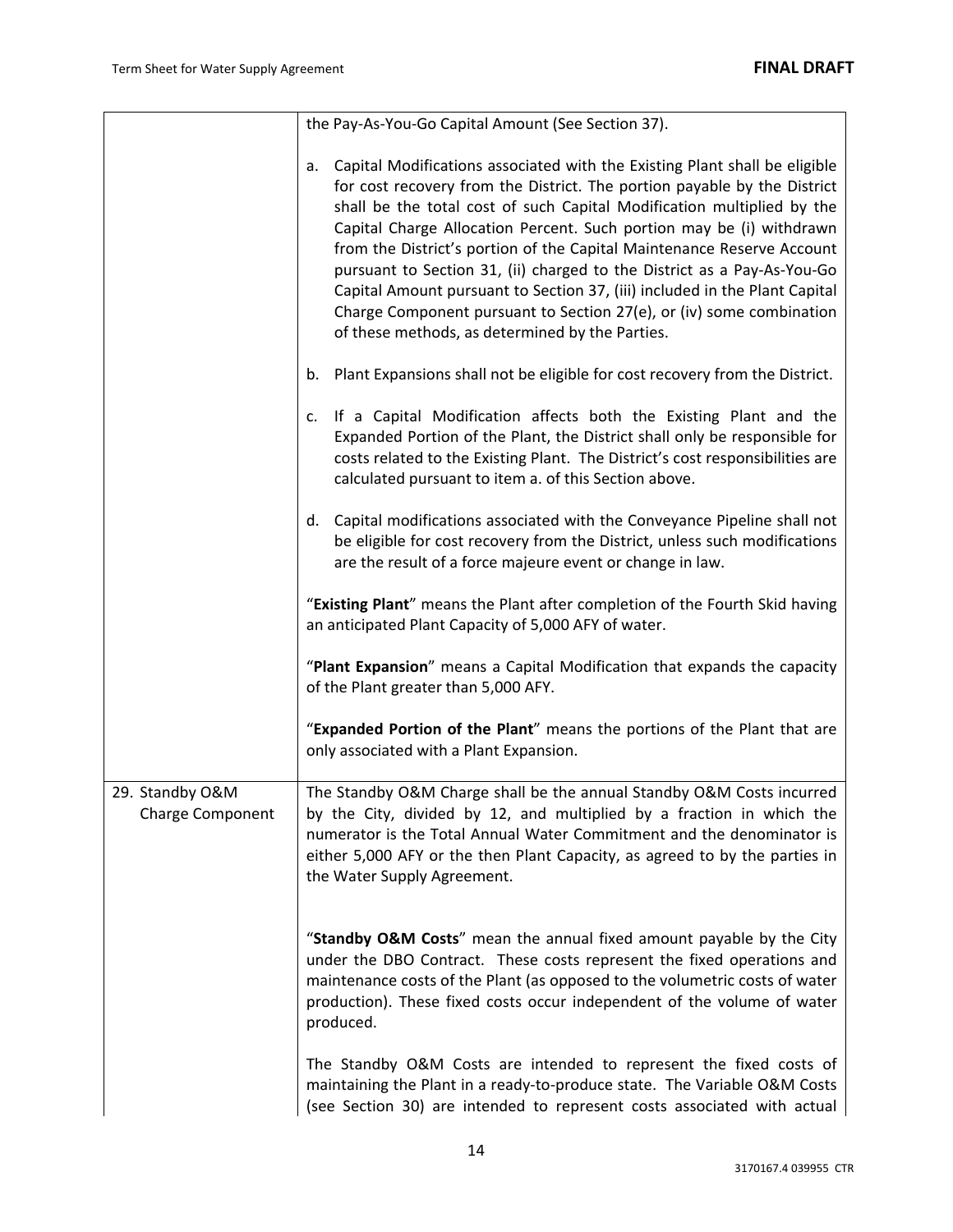| | |
|---|---|
| | the Pay-As-You-Go Capital Amount (See Section 37).<br><br>a. Capital Modifications associated with the Existing Plant shall be eligible for cost recovery from the District. The portion payable by the District shall be the total cost of such Capital Modification multiplied by the Capital Charge Allocation Percent. Such portion may be (i) withdrawn from the District's portion of the Capital Maintenance Reserve Account pursuant to Section 31, (ii) charged to the District as a Pay-As-You-Go Capital Amount pursuant to Section 37, (iii) included in the Plant Capital Charge Component pursuant to Section 27(e), or (iv) some combination of these methods, as determined by the Parties.<br><br>b. Plant Expansions shall not be eligible for cost recovery from the District.<br><br>c. If a Capital Modification affects both the Existing Plant and the Expanded Portion of the Plant, the District shall only be responsible for costs related to the Existing Plant. The District's cost responsibilities are calculated pursuant to item a. of this Section above.<br><br>d. Capital modifications associated with the Conveyance Pipeline shall not be eligible for cost recovery from the District, unless such modifications are the result of a force majeure event or change in law.<br><br>"**Existing Plant**" means the Plant after completion of the Fourth Skid having an anticipated Plant Capacity of 5,000 AFY of water.<br><br>"**Plant Expansion**" means a Capital Modification that expands the capacity of the Plant greater than 5,000 AFY.<br><br>"**Expanded Portion of the Plant**" means the portions of the Plant that are only associated with a Plant Expansion. |
| 29. Standby O&M Charge Component | The Standby O&M Charge shall be the annual Standby O&M Costs incurred by the City, divided by 12, and multiplied by a fraction in which the numerator is the Total Annual Water Commitment and the denominator is either 5,000 AFY or the then Plant Capacity, as agreed to by the parties in the Water Supply Agreement.<br><br>"**Standby O&M Costs**" mean the annual fixed amount payable by the City under the DBO Contract. These costs represent the fixed operations and maintenance costs of the Plant (as opposed to the volumetric costs of water production). These fixed costs occur independent of the volume of water produced.<br><br>The Standby O&M Costs are intended to represent the fixed costs of maintaining the Plant in a ready-to-produce state. The Variable O&M Costs (see Section 30) are intended to represent costs associated with actual |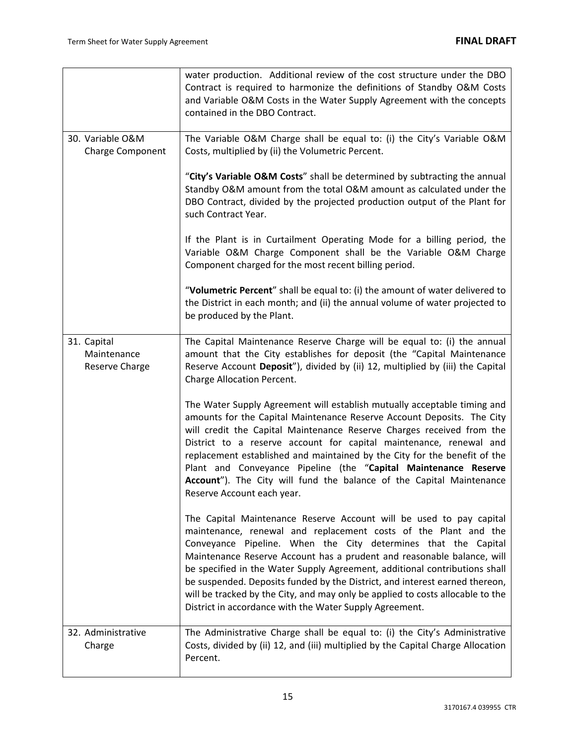| | |
|---|---|
| | water production. Additional review of the cost structure under the DBO Contract is required to harmonize the definitions of Standby O&M Costs and Variable O&M Costs in the Water Supply Agreement with the concepts contained in the DBO Contract. |
| 30. Variable O&M Charge Component | The Variable O&M Charge shall be equal to: (i) the City's Variable O&M Costs, multiplied by (ii) the Volumetric Percent.<br><br>"**City's Variable O&M Costs**" shall be determined by subtracting the annual Standby O&M amount from the total O&M amount as calculated under the DBO Contract, divided by the projected production output of the Plant for such Contract Year.<br><br>If the Plant is in Curtailment Operating Mode for a billing period, the Variable O&M Charge Component shall be the Variable O&M Charge Component charged for the most recent billing period.<br><br>"**Volumetric Percent**" shall be equal to: (i) the amount of water delivered to the District in each month; and (ii) the annual volume of water projected to be produced by the Plant. |
| 31. Capital Maintenance Reserve Charge | The Capital Maintenance Reserve Charge will be equal to: (i) the annual amount that the City establishes for deposit (the "Capital Maintenance Reserve Account **Deposit**"), divided by (ii) 12, multiplied by (iii) the Capital Charge Allocation Percent.<br><br>The Water Supply Agreement will establish mutually acceptable timing and amounts for the Capital Maintenance Reserve Account Deposits. The City will credit the Capital Maintenance Reserve Charges received from the District to a reserve account for capital maintenance, renewal and replacement established and maintained by the City for the benefit of the Plant and Conveyance Pipeline (the "**Capital Maintenance Reserve Account**"). The City will fund the balance of the Capital Maintenance Reserve Account each year.<br><br>The Capital Maintenance Reserve Account will be used to pay capital maintenance, renewal and replacement costs of the Plant and the Conveyance Pipeline. When the City determines that the Capital Maintenance Reserve Account has a prudent and reasonable balance, will be specified in the Water Supply Agreement, additional contributions shall be suspended. Deposits funded by the District, and interest earned thereon, will be tracked by the City, and may only be applied to costs allocable to the District in accordance with the Water Supply Agreement. |
| 32. Administrative Charge | The Administrative Charge shall be equal to: (i) the City's Administrative Costs, divided by (ii) 12, and (iii) multiplied by the Capital Charge Allocation Percent. |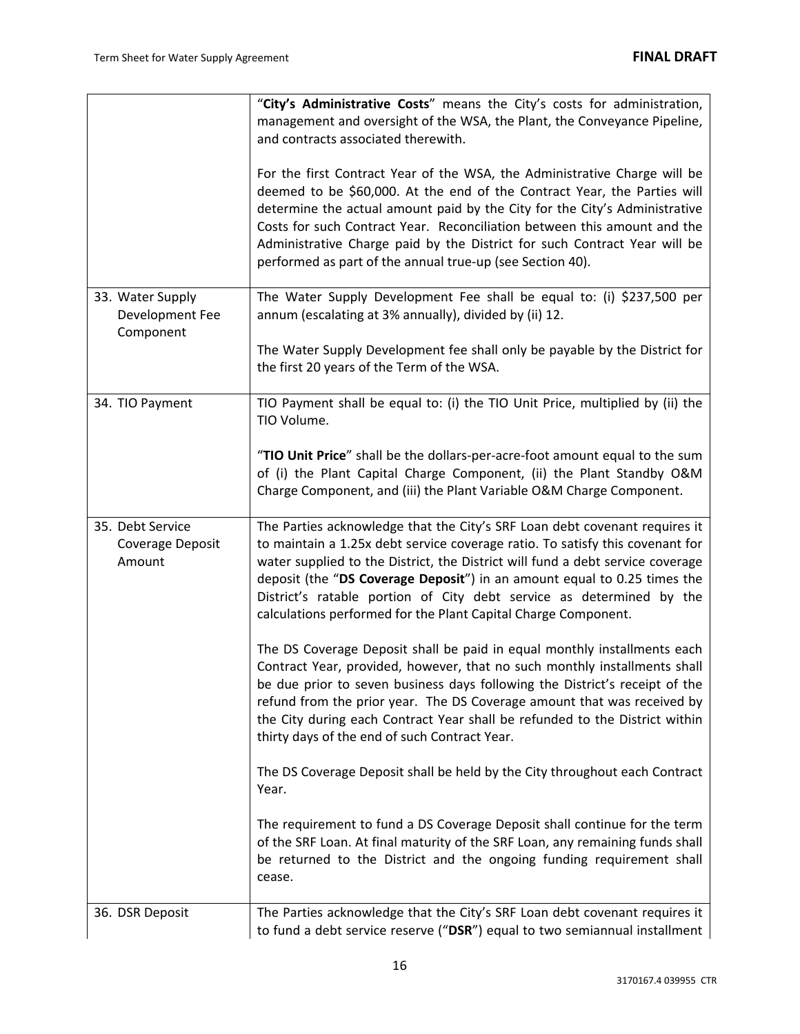| | |
|---|---|
| | "**City's Administrative Costs**" means the City's costs for administration, management and oversight of the WSA, the Plant, the Conveyance Pipeline, and contracts associated therewith.<br><br>For the first Contract Year of the WSA, the Administrative Charge will be deemed to be $60,000. At the end of the Contract Year, the Parties will determine the actual amount paid by the City for the City's Administrative Costs for such Contract Year. Reconciliation between this amount and the Administrative Charge paid by the District for such Contract Year will be performed as part of the annual true-up (see Section 40). |
| 33. Water Supply Development Fee Component | The Water Supply Development Fee shall be equal to: (i) $237,500 per annum (escalating at 3% annually), divided by (ii) 12.<br><br>The Water Supply Development fee shall only be payable by the District for the first 20 years of the Term of the WSA. |
| 34. TIO Payment | TIO Payment shall be equal to: (i) the TIO Unit Price, multiplied by (ii) the TIO Volume.<br><br>"**TIO Unit Price**" shall be the dollars-per-acre-foot amount equal to the sum of (i) the Plant Capital Charge Component, (ii) the Plant Standby O&M Charge Component, and (iii) the Plant Variable O&M Charge Component. |
| 35. Debt Service Coverage Deposit Amount | The Parties acknowledge that the City's SRF Loan debt covenant requires it to maintain a 1.25x debt service coverage ratio. To satisfy this covenant for water supplied to the District, the District will fund a debt service coverage deposit (the "**DS Coverage Deposit**") in an amount equal to 0.25 times the District's ratable portion of City debt service as determined by the calculations performed for the Plant Capital Charge Component.<br><br>The DS Coverage Deposit shall be paid in equal monthly installments each Contract Year, provided, however, that no such monthly installments shall be due prior to seven business days following the District's receipt of the refund from the prior year. The DS Coverage amount that was received by the City during each Contract Year shall be refunded to the District within thirty days of the end of such Contract Year.<br><br>The DS Coverage Deposit shall be held by the City throughout each Contract Year.<br><br>The requirement to fund a DS Coverage Deposit shall continue for the term of the SRF Loan. At final maturity of the SRF Loan, any remaining funds shall be returned to the District and the ongoing funding requirement shall cease. |
| 36. DSR Deposit | The Parties acknowledge that the City's SRF Loan debt covenant requires it to fund a debt service reserve ("**DSR**") equal to two semiannual installment |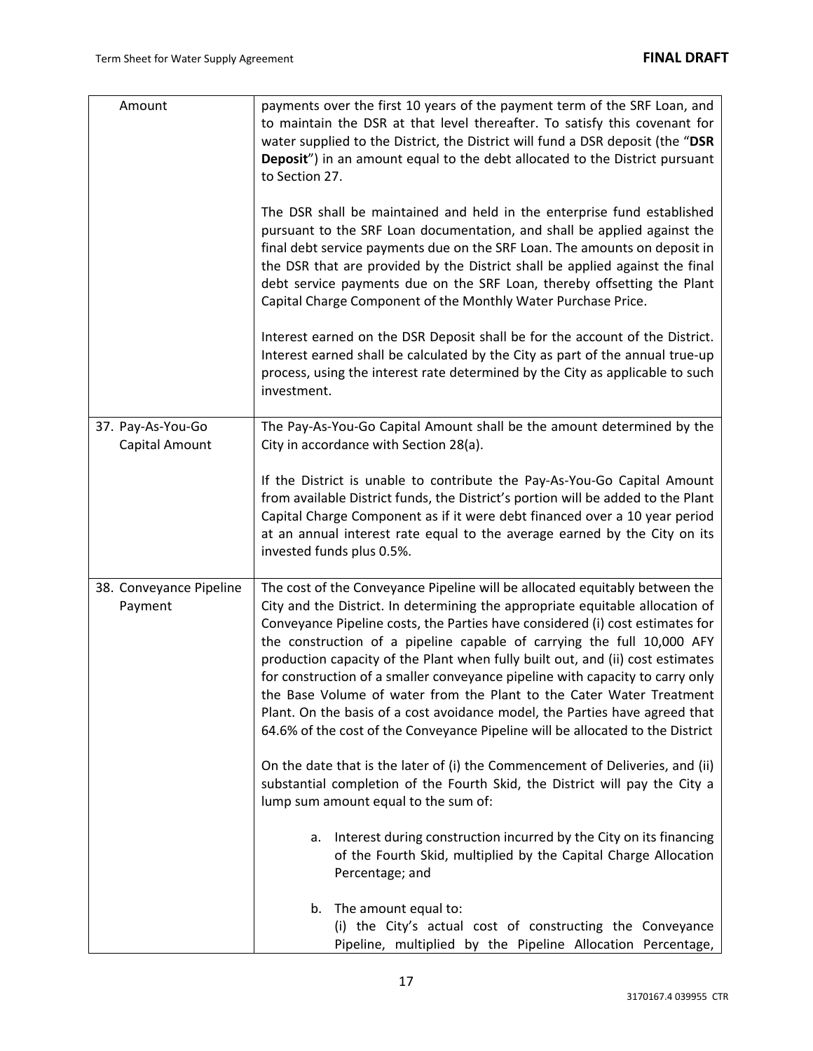| Amount | payments over the first 10 years of the payment term of the SRF Loan, and to maintain the DSR at that level thereafter. To satisfy this covenant for water supplied to the District, the District will fund a DSR deposit (the "**DSR Deposit**") in an amount equal to the debt allocated to the District pursuant to Section 27.<br><br>The DSR shall be maintained and held in the enterprise fund established pursuant to the SRF Loan documentation, and shall be applied against the final debt service payments due on the SRF Loan. The amounts on deposit in the DSR that are provided by the District shall be applied against the final debt service payments due on the SRF Loan, thereby offsetting the Plant Capital Charge Component of the Monthly Water Purchase Price.<br><br>Interest earned on the DSR Deposit shall be for the account of the District. Interest earned shall be calculated by the City as part of the annual true-up process, using the interest rate determined by the City as applicable to such investment. |
|---|---|
| 37. Pay-As-You-Go Capital Amount | The Pay-As-You-Go Capital Amount shall be the amount determined by the City in accordance with Section 28(a).<br><br>If the District is unable to contribute the Pay-As-You-Go Capital Amount from available District funds, the District's portion will be added to the Plant Capital Charge Component as if it were debt financed over a 10 year period at an annual interest rate equal to the average earned by the City on its invested funds plus 0.5%. |
| 38. Conveyance Pipeline Payment | The cost of the Conveyance Pipeline will be allocated equitably between the City and the District. In determining the appropriate equitable allocation of Conveyance Pipeline costs, the Parties have considered (i) cost estimates for the construction of a pipeline capable of carrying the full 10,000 AFY production capacity of the Plant when fully built out, and (ii) cost estimates for construction of a smaller conveyance pipeline with capacity to carry only the Base Volume of water from the Plant to the Cater Water Treatment Plant. On the basis of a cost avoidance model, the Parties have agreed that 64.6% of the cost of the Conveyance Pipeline will be allocated to the District<br><br>On the date that is the later of (i) the Commencement of Deliveries, and (ii) substantial completion of the Fourth Skid, the District will pay the City a lump sum amount equal to the sum of:<br><br>a. Interest during construction incurred by the City on its financing of the Fourth Skid, multiplied by the Capital Charge Allocation Percentage; and<br><br>b. The amount equal to:<br>(i) the City's actual cost of constructing the Conveyance Pipeline, multiplied by the Pipeline Allocation Percentage, |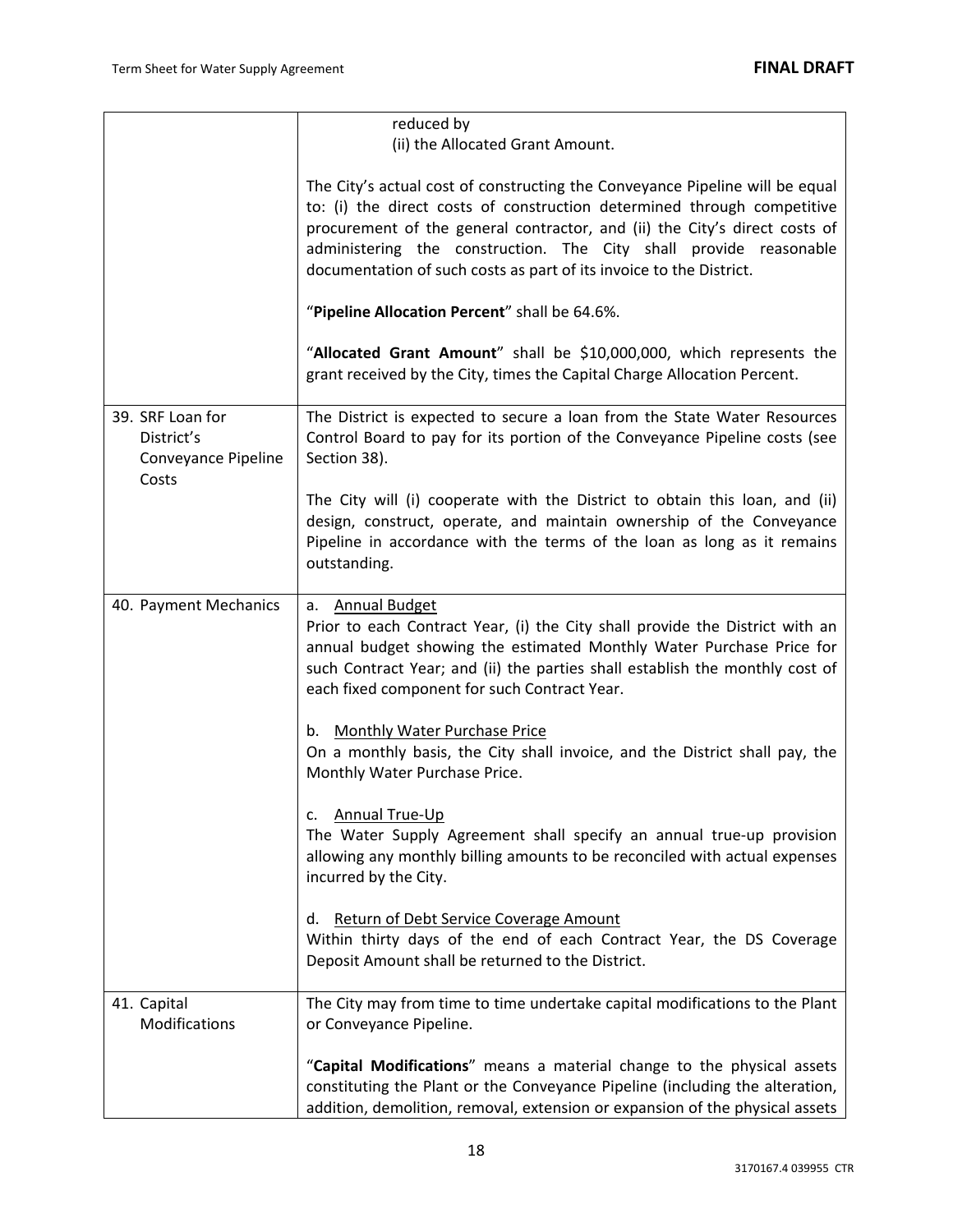| | |
|---|---|
| | reduced by<br>(ii) the Allocated Grant Amount.<br><br>The City's actual cost of constructing the Conveyance Pipeline will be equal to: (i) the direct costs of construction determined through competitive procurement of the general contractor, and (ii) the City's direct costs of administering the construction. The City shall provide reasonable documentation of such costs as part of its invoice to the District.<br><br>"**Pipeline Allocation Percent**" shall be 64.6%.<br><br>"**Allocated Grant Amount**" shall be $10,000,000, which represents the grant received by the City, times the Capital Charge Allocation Percent. |
| 39. SRF Loan for District's Conveyance Pipeline Costs | The District is expected to secure a loan from the State Water Resources Control Board to pay for its portion of the Conveyance Pipeline costs (see Section 38).<br><br>The City will (i) cooperate with the District to obtain this loan, and (ii) design, construct, operate, and maintain ownership of the Conveyance Pipeline in accordance with the terms of the loan as long as it remains outstanding. |
| 40. Payment Mechanics | a. Annual Budget<br>Prior to each Contract Year, (i) the City shall provide the District with an annual budget showing the estimated Monthly Water Purchase Price for such Contract Year; and (ii) the parties shall establish the monthly cost of each fixed component for such Contract Year.<br><br>b. Monthly Water Purchase Price<br>On a monthly basis, the City shall invoice, and the District shall pay, the Monthly Water Purchase Price.<br><br>c. Annual True-Up<br>The Water Supply Agreement shall specify an annual true-up provision allowing any monthly billing amounts to be reconciled with actual expenses incurred by the City.<br><br>d. Return of Debt Service Coverage Amount<br>Within thirty days of the end of each Contract Year, the DS Coverage Deposit Amount shall be returned to the District. |
| 41. Capital Modifications | The City may from time to time undertake capital modifications to the Plant or Conveyance Pipeline.<br><br>"**Capital Modifications**" means a material change to the physical assets constituting the Plant or the Conveyance Pipeline (including the alteration, addition, demolition, removal, extension or expansion of the physical assets |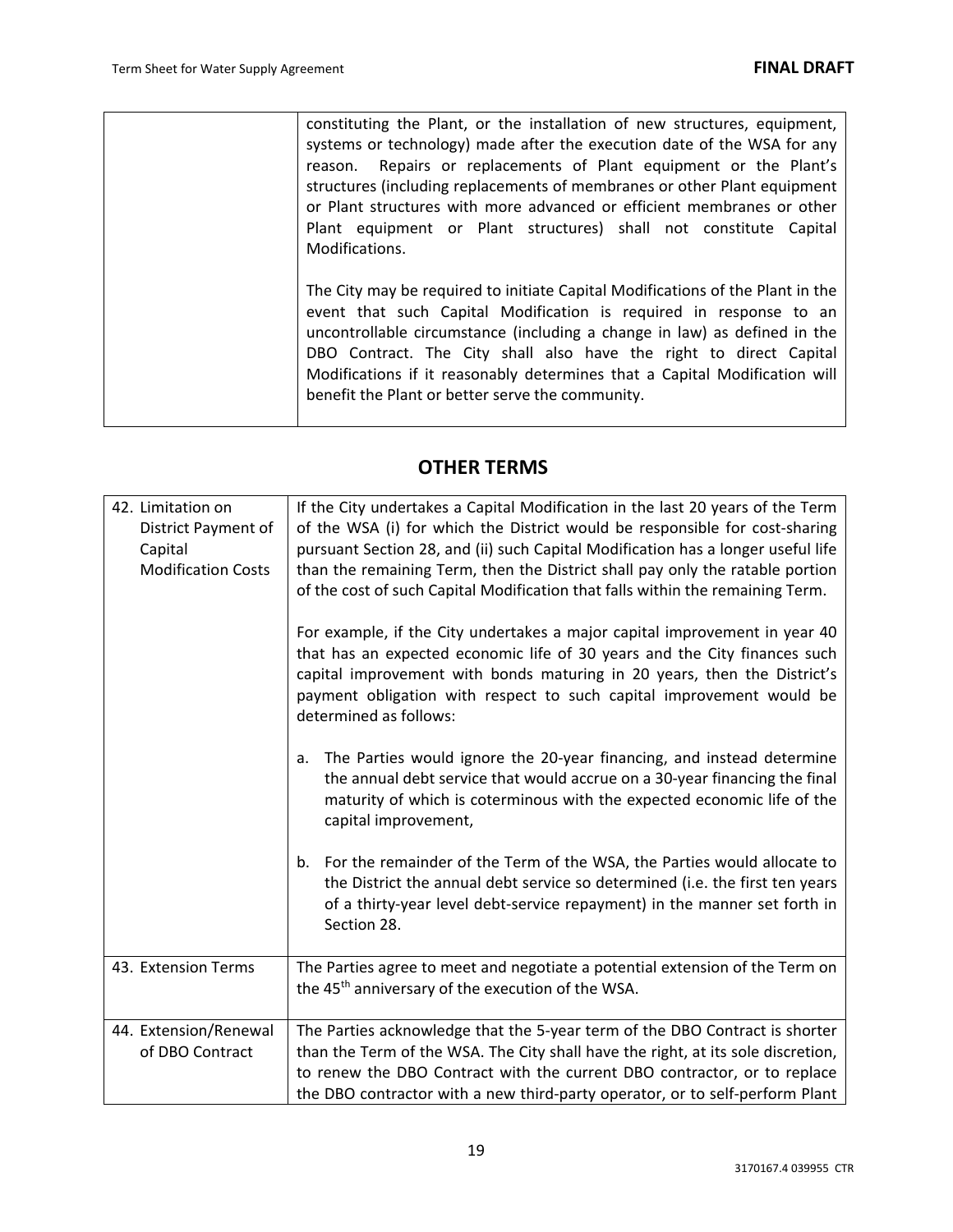| | constituting the Plant, or the installation of new structures, equipment, systems or technology) made after the execution date of the WSA for any reason. Repairs or replacements of Plant equipment or the Plant's structures (including replacements of membranes or other Plant equipment or Plant structures with more advanced or efficient membranes or other Plant equipment or Plant structures) shall not constitute Capital Modifications.<br><br>The City may be required to initiate Capital Modifications of the Plant in the event that such Capital Modification is required in response to an uncontrollable circumstance (including a change in law) as defined in the DBO Contract. The City shall also have the right to direct Capital Modifications if it reasonably determines that a Capital Modification will benefit the Plant or better serve the community. |
|---|---|

## OTHER TERMS

| | |
|---|---|
| 42. Limitation on District Payment of Capital Modification Costs | If the City undertakes a Capital Modification in the last 20 years of the Term of the WSA (i) for which the District would be responsible for cost-sharing pursuant Section 28, and (ii) such Capital Modification has a longer useful life than the remaining Term, then the District shall pay only the ratable portion of the cost of such Capital Modification that falls within the remaining Term.<br><br>For example, if the City undertakes a major capital improvement in year 40 that has an expected economic life of 30 years and the City finances such capital improvement with bonds maturing in 20 years, then the District's payment obligation with respect to such capital improvement would be determined as follows:<br><br>a. The Parties would ignore the 20-year financing, and instead determine the annual debt service that would accrue on a 30-year financing the final maturity of which is coterminous with the expected economic life of the capital improvement,<br><br>b. For the remainder of the Term of the WSA, the Parties would allocate to the District the annual debt service so determined (i.e. the first ten years of a thirty-year level debt-service repayment) in the manner set forth in Section 28. |
| 43. Extension Terms | The Parties agree to meet and negotiate a potential extension of the Term on the 45th anniversary of the execution of the WSA. |
| 44. Extension/Renewal of DBO Contract | The Parties acknowledge that the 5-year term of the DBO Contract is shorter than the Term of the WSA. The City shall have the right, at its sole discretion, to renew the DBO Contract with the current DBO contractor, or to replace the DBO contractor with a new third-party operator, or to self-perform Plant |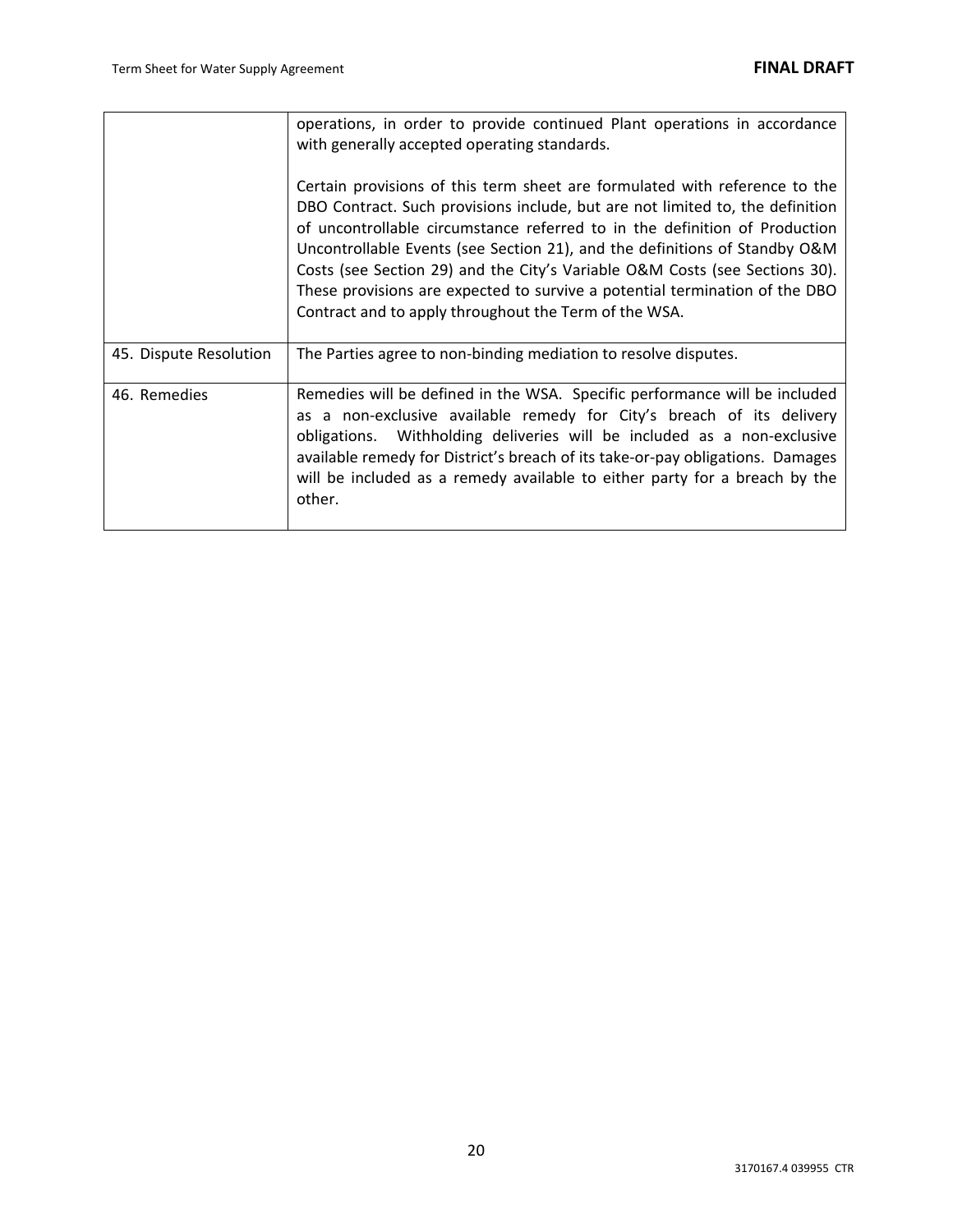| | |
|---|---|
| | operations, in order to provide continued Plant operations in accordance with generally accepted operating standards.<br><br>Certain provisions of this term sheet are formulated with reference to the DBO Contract. Such provisions include, but are not limited to, the definition of uncontrollable circumstance referred to in the definition of Production Uncontrollable Events (see Section 21), and the definitions of Standby O&M Costs (see Section 29) and the City's Variable O&M Costs (see Sections 30). These provisions are expected to survive a potential termination of the DBO Contract and to apply throughout the Term of the WSA. |
| 45. Dispute Resolution | The Parties agree to non-binding mediation to resolve disputes. |
| 46. Remedies | Remedies will be defined in the WSA. Specific performance will be included as a non-exclusive available remedy for City's breach of its delivery obligations. Withholding deliveries will be included as a non-exclusive available remedy for District's breach of its take-or-pay obligations. Damages will be included as a remedy available to either party for a breach by the other. |